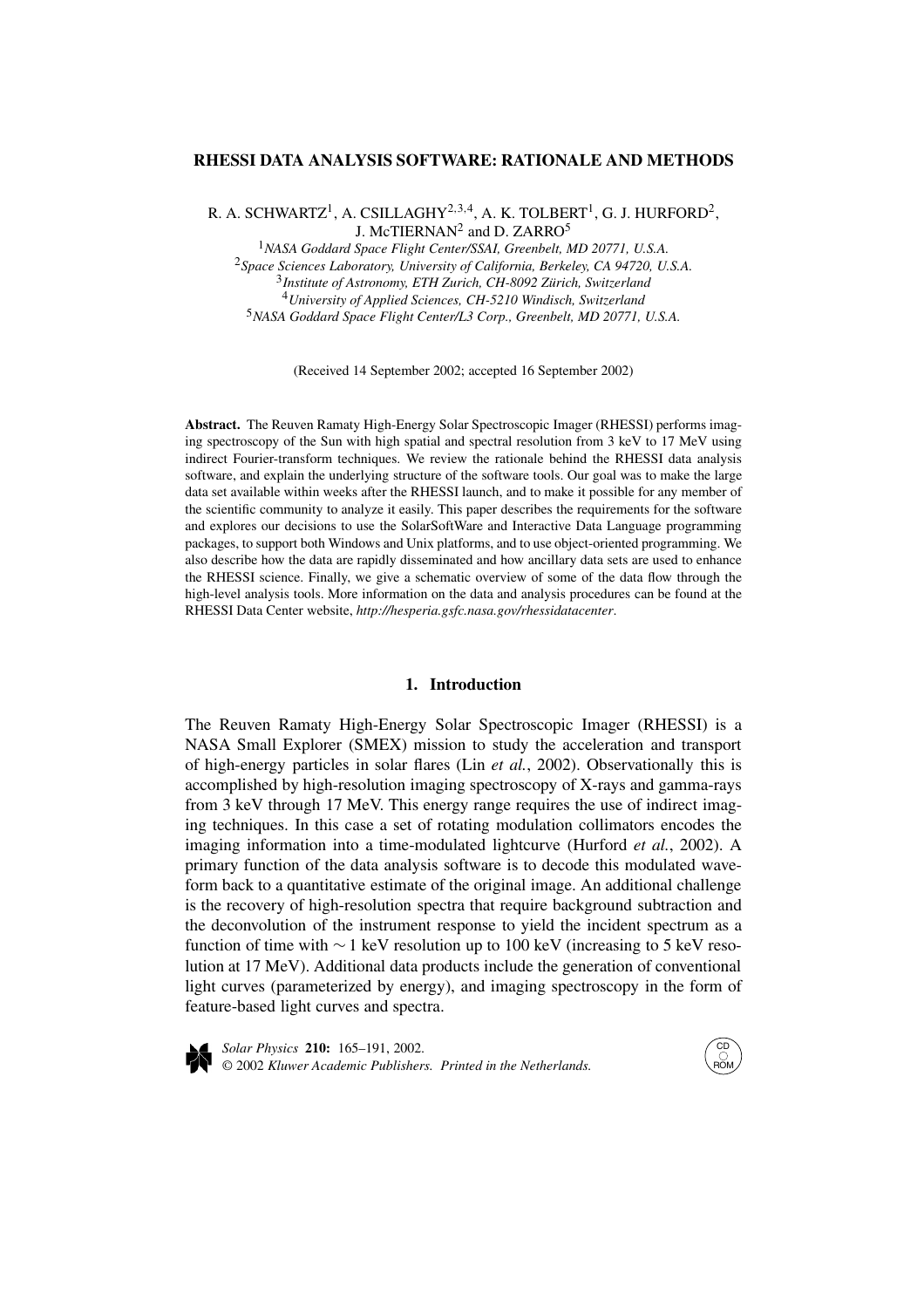# RHESSI DATA ANALYSIS SOFTWARE: RATIONALE AND METHODS

R. A. SCHWARTZ[1], A. CSILLAGHY[2,3,4], A. K. TOLBERT[1], G. J. HURFORD[2], J. McTIERNAN[2] and D. ZARRO[5]

[1]*NASA Goddard Space Flight Center/SSAI, Greenbelt, MD 20771, U.S.A.*
[2]*Space Sciences Laboratory, University of California, Berkeley, CA 94720, U.S.A.*
[3]*Institute of Astronomy, ETH Zurich, CH-8092 Zürich, Switzerland*
[4]*University of Applied Sciences, CH-5210 Windisch, Switzerland*
[5]*NASA Goddard Space Flight Center/L3 Corp., Greenbelt, MD 20771, U.S.A.*

(Received 14 September 2002; accepted 16 September 2002)

**Abstract.** The Reuven Ramaty High-Energy Solar Spectroscopic Imager (RHESSI) performs imaging spectroscopy of the Sun with high spatial and spectral resolution from 3 keV to 17 MeV using indirect Fourier-transform techniques. We review the rationale behind the RHESSI data analysis software, and explain the underlying structure of the software tools. Our goal was to make the large data set available within weeks after the RHESSI launch, and to make it possible for any member of the scientific community to analyze it easily. This paper describes the requirements for the software and explores our decisions to use the SolarSoftWare and Interactive Data Language programming packages, to support both Windows and Unix platforms, and to use object-oriented programming. We also describe how the data are rapidly disseminated and how ancillary data sets are used to enhance the RHESSI science. Finally, we give a schematic overview of some of the data flow through the high-level analysis tools. More information on the data and analysis procedures can be found at the RHESSI Data Center website, *http://hesperia.gsfc.nasa.gov/rhessidatacenter*.

## 1. Introduction

The Reuven Ramaty High-Energy Solar Spectroscopic Imager (RHESSI) is a NASA Small Explorer (SMEX) mission to study the acceleration and transport of high-energy particles in solar flares (Lin *et al.*, 2002). Observationally this is accomplished by high-resolution imaging spectroscopy of X-rays and gamma-rays from 3 keV through 17 MeV. This energy range requires the use of indirect imaging techniques. In this case a set of rotating modulation collimators encodes the imaging information into a time-modulated lightcurve (Hurford *et al.*, 2002). A primary function of the data analysis software is to decode this modulated waveform back to a quantitative estimate of the original image. An additional challenge is the recovery of high-resolution spectra that require background subtraction and the deconvolution of the instrument response to yield the incident spectrum as a function of time with $\sim 1$ keV resolution up to 100 keV (increasing to 5 keV resolution at 17 MeV). Additional data products include the generation of conventional light curves (parameterized by energy), and imaging spectroscopy in the form of feature-based light curves and spectra.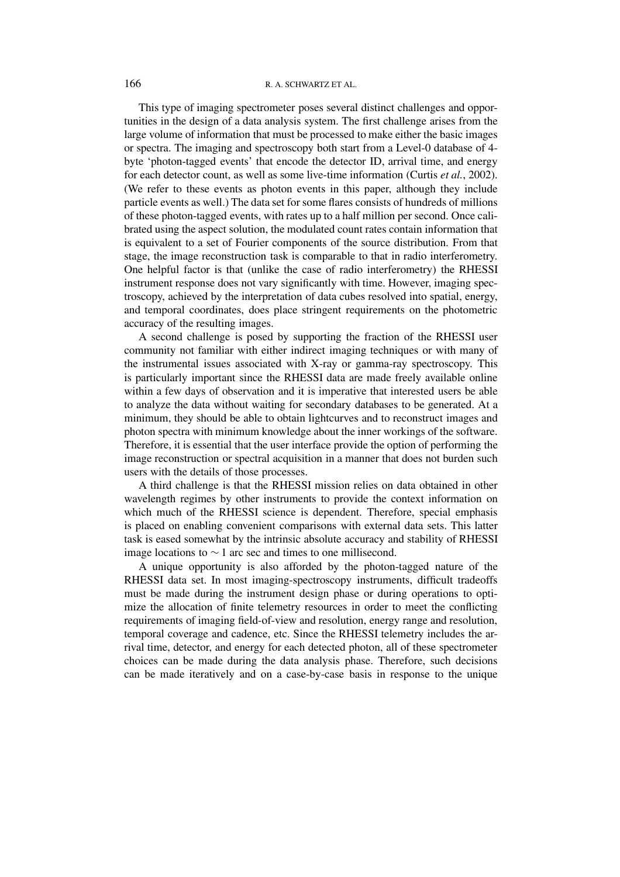This type of imaging spectrometer poses several distinct challenges and opportunities in the design of a data analysis system. The first challenge arises from the large volume of information that must be processed to make either the basic images or spectra. The imaging and spectroscopy both start from a Level-0 database of 4-byte 'photon-tagged events' that encode the detector ID, arrival time, and energy for each detector count, as well as some live-time information (Curtis *et al.*, 2002). (We refer to these events as photon events in this paper, although they include particle events as well.) The data set for some flares consists of hundreds of millions of these photon-tagged events, with rates up to a half million per second. Once calibrated using the aspect solution, the modulated count rates contain information that is equivalent to a set of Fourier components of the source distribution. From that stage, the image reconstruction task is comparable to that in radio interferometry. One helpful factor is that (unlike the case of radio interferometry) the RHESSI instrument response does not vary significantly with time. However, imaging spectroscopy, achieved by the interpretation of data cubes resolved into spatial, energy, and temporal coordinates, does place stringent requirements on the photometric accuracy of the resulting images.

A second challenge is posed by supporting the fraction of the RHESSI user community not familiar with either indirect imaging techniques or with many of the instrumental issues associated with X-ray or gamma-ray spectroscopy. This is particularly important since the RHESSI data are made freely available online within a few days of observation and it is imperative that interested users be able to analyze the data without waiting for secondary databases to be generated. At a minimum, they should be able to obtain lightcurves and to reconstruct images and photon spectra with minimum knowledge about the inner workings of the software. Therefore, it is essential that the user interface provide the option of performing the image reconstruction or spectral acquisition in a manner that does not burden such users with the details of those processes.

A third challenge is that the RHESSI mission relies on data obtained in other wavelength regimes by other instruments to provide the context information on which much of the RHESSI science is dependent. Therefore, special emphasis is placed on enabling convenient comparisons with external data sets. This latter task is eased somewhat by the intrinsic absolute accuracy and stability of RHESSI image locations to $\sim 1$ arc sec and times to one millisecond.

A unique opportunity is also afforded by the photon-tagged nature of the RHESSI data set. In most imaging-spectroscopy instruments, difficult tradeoffs must be made during the instrument design phase or during operations to optimize the allocation of finite telemetry resources in order to meet the conflicting requirements of imaging field-of-view and resolution, energy range and resolution, temporal coverage and cadence, etc. Since the RHESSI telemetry includes the arrival time, detector, and energy for each detected photon, all of these spectrometer choices can be made during the data analysis phase. Therefore, such decisions can be made iteratively and on a case-by-case basis in response to the unique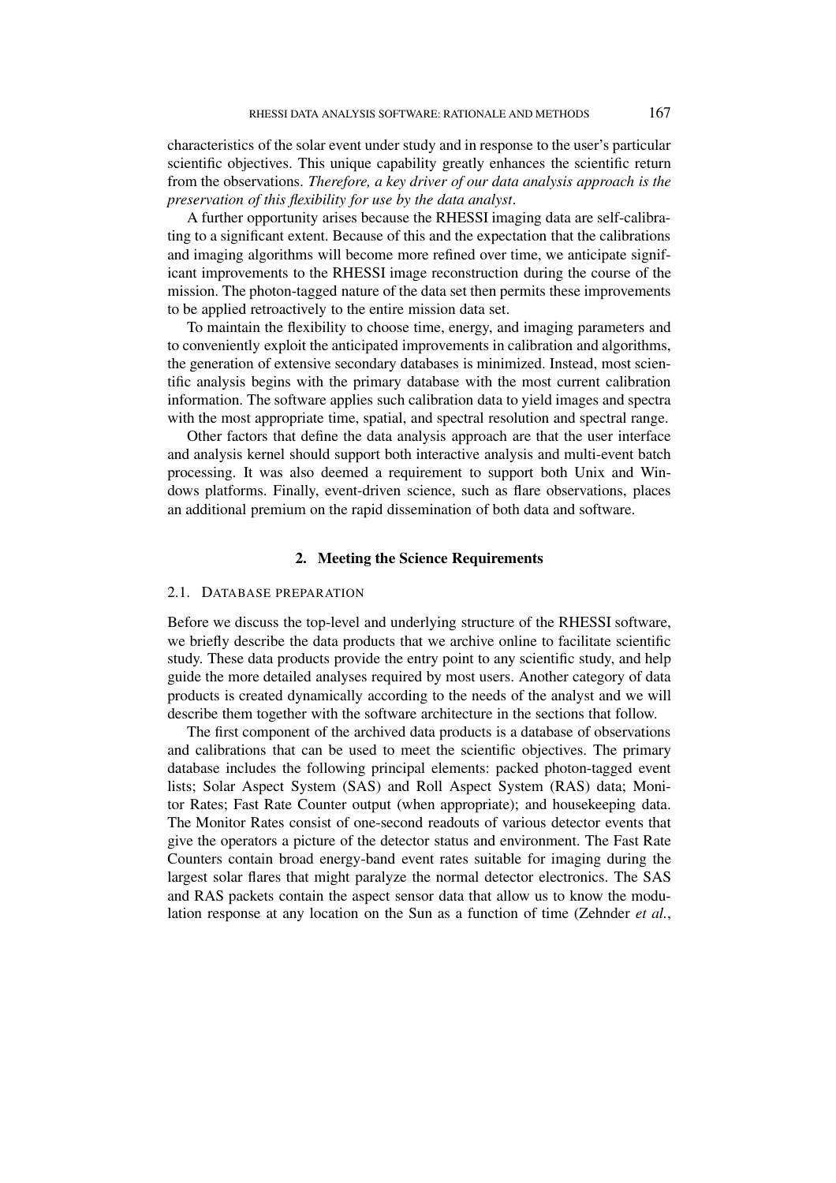characteristics of the solar event under study and in response to the user's particular scientific objectives. This unique capability greatly enhances the scientific return from the observations. *Therefore, a key driver of our data analysis approach is the preservation of this flexibility for use by the data analyst*.

A further opportunity arises because the RHESSI imaging data are self-calibrating to a significant extent. Because of this and the expectation that the calibrations and imaging algorithms will become more refined over time, we anticipate significant improvements to the RHESSI image reconstruction during the course of the mission. The photon-tagged nature of the data set then permits these improvements to be applied retroactively to the entire mission data set.

To maintain the flexibility to choose time, energy, and imaging parameters and to conveniently exploit the anticipated improvements in calibration and algorithms, the generation of extensive secondary databases is minimized. Instead, most scientific analysis begins with the primary database with the most current calibration information. The software applies such calibration data to yield images and spectra with the most appropriate time, spatial, and spectral resolution and spectral range.

Other factors that define the data analysis approach are that the user interface and analysis kernel should support both interactive analysis and multi-event batch processing. It was also deemed a requirement to support both Unix and Windows platforms. Finally, event-driven science, such as flare observations, places an additional premium on the rapid dissemination of both data and software.

## 2. Meeting the Science Requirements

### 2.1. Database Preparation

Before we discuss the top-level and underlying structure of the RHESSI software, we briefly describe the data products that we archive online to facilitate scientific study. These data products provide the entry point to any scientific study, and help guide the more detailed analyses required by most users. Another category of data products is created dynamically according to the needs of the analyst and we will describe them together with the software architecture in the sections that follow.

The first component of the archived data products is a database of observations and calibrations that can be used to meet the scientific objectives. The primary database includes the following principal elements: packed photon-tagged event lists; Solar Aspect System (SAS) and Roll Aspect System (RAS) data; Monitor Rates; Fast Rate Counter output (when appropriate); and housekeeping data. The Monitor Rates consist of one-second readouts of various detector events that give the operators a picture of the detector status and environment. The Fast Rate Counters contain broad energy-band event rates suitable for imaging during the largest solar flares that might paralyze the normal detector electronics. The SAS and RAS packets contain the aspect sensor data that allow us to know the modulation response at any location on the Sun as a function of time (Zehnder *et al.*,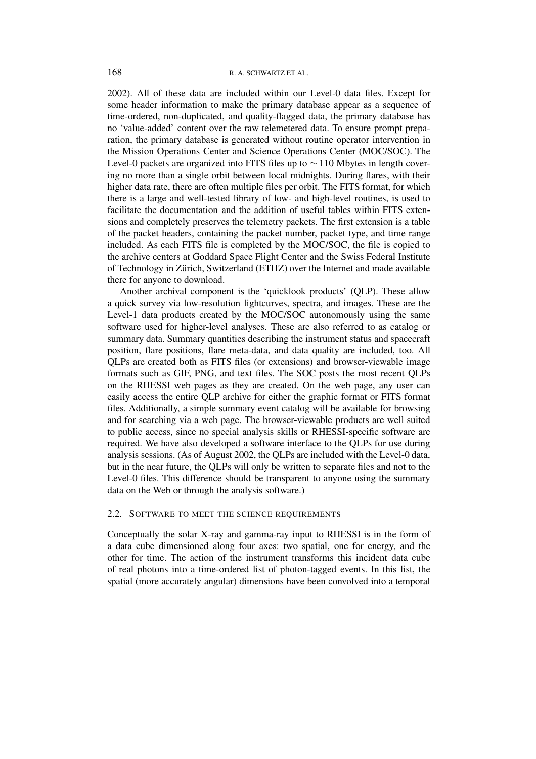2002). All of these data are included within our Level-0 data files. Except for some header information to make the primary database appear as a sequence of time-ordered, non-duplicated, and quality-flagged data, the primary database has no 'value-added' content over the raw telemetered data. To ensure prompt preparation, the primary database is generated without routine operator intervention in the Mission Operations Center and Science Operations Center (MOC/SOC). The Level-0 packets are organized into FITS files up to $\sim 110$ Mbytes in length covering no more than a single orbit between local midnights. During flares, with their higher data rate, there are often multiple files per orbit. The FITS format, for which there is a large and well-tested library of low- and high-level routines, is used to facilitate the documentation and the addition of useful tables within FITS extensions and completely preserves the telemetry packets. The first extension is a table of the packet headers, containing the packet number, packet type, and time range included. As each FITS file is completed by the MOC/SOC, the file is copied to the archive centers at Goddard Space Flight Center and the Swiss Federal Institute of Technology in Zürich, Switzerland (ETHZ) over the Internet and made available there for anyone to download.

Another archival component is the 'quicklook products' (QLP). These allow a quick survey via low-resolution lightcurves, spectra, and images. These are the Level-1 data products created by the MOC/SOC autonomously using the same software used for higher-level analyses. These are also referred to as catalog or summary data. Summary quantities describing the instrument status and spacecraft position, flare positions, flare meta-data, and data quality are included, too. All QLPs are created both as FITS files (or extensions) and browser-viewable image formats such as GIF, PNG, and text files. The SOC posts the most recent QLPs on the RHESSI web pages as they are created. On the web page, any user can easily access the entire QLP archive for either the graphic format or FITS format files. Additionally, a simple summary event catalog will be available for browsing and for searching via a web page. The browser-viewable products are well suited to public access, since no special analysis skills or RHESSI-specific software are required. We have also developed a software interface to the QLPs for use during analysis sessions. (As of August 2002, the QLPs are included with the Level-0 data, but in the near future, the QLPs will only be written to separate files and not to the Level-0 files. This difference should be transparent to anyone using the summary data on the Web or through the analysis software.)

### 2.2. Software to Meet the Science Requirements

Conceptually the solar X-ray and gamma-ray input to RHESSI is in the form of a data cube dimensioned along four axes: two spatial, one for energy, and the other for time. The action of the instrument transforms this incident data cube of real photons into a time-ordered list of photon-tagged events. In this list, the spatial (more accurately angular) dimensions have been convolved into a temporal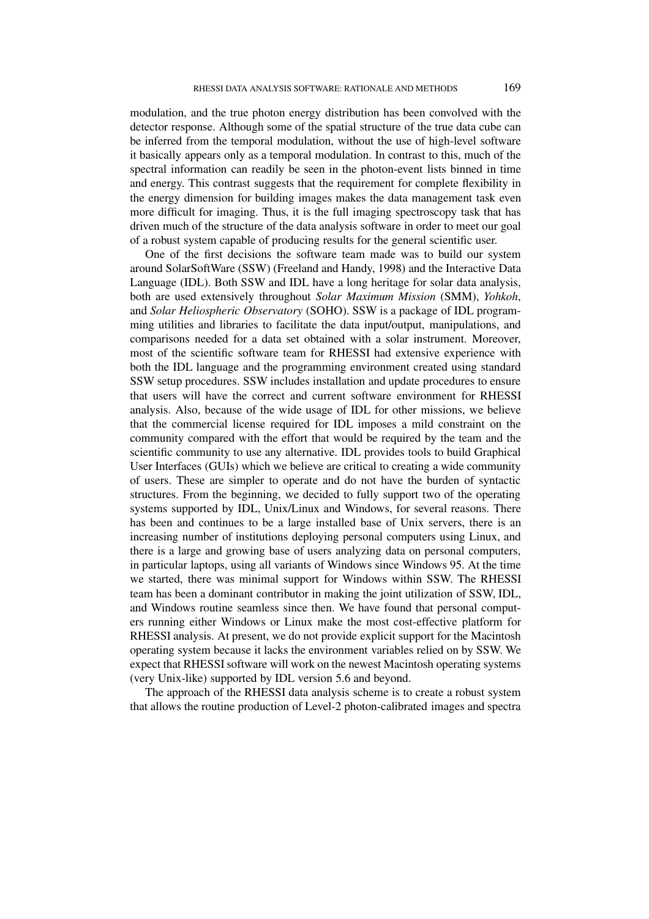modulation, and the true photon energy distribution has been convolved with the detector response. Although some of the spatial structure of the true data cube can be inferred from the temporal modulation, without the use of high-level software it basically appears only as a temporal modulation. In contrast to this, much of the spectral information can readily be seen in the photon-event lists binned in time and energy. This contrast suggests that the requirement for complete flexibility in the energy dimension for building images makes the data management task even more difficult for imaging. Thus, it is the full imaging spectroscopy task that has driven much of the structure of the data analysis software in order to meet our goal of a robust system capable of producing results for the general scientific user.

One of the first decisions the software team made was to build our system around SolarSoftWare (SSW) (Freeland and Handy, 1998) and the Interactive Data Language (IDL). Both SSW and IDL have a long heritage for solar data analysis, both are used extensively throughout *Solar Maximum Mission* (SMM), *Yohkoh*, and *Solar Heliospheric Observatory* (SOHO). SSW is a package of IDL programming utilities and libraries to facilitate the data input/output, manipulations, and comparisons needed for a data set obtained with a solar instrument. Moreover, most of the scientific software team for RHESSI had extensive experience with both the IDL language and the programming environment created using standard SSW setup procedures. SSW includes installation and update procedures to ensure that users will have the correct and current software environment for RHESSI analysis. Also, because of the wide usage of IDL for other missions, we believe that the commercial license required for IDL imposes a mild constraint on the community compared with the effort that would be required by the team and the scientific community to use any alternative. IDL provides tools to build Graphical User Interfaces (GUIs) which we believe are critical to creating a wide community of users. These are simpler to operate and do not have the burden of syntactic structures. From the beginning, we decided to fully support two of the operating systems supported by IDL, Unix/Linux and Windows, for several reasons. There has been and continues to be a large installed base of Unix servers, there is an increasing number of institutions deploying personal computers using Linux, and there is a large and growing base of users analyzing data on personal computers, in particular laptops, using all variants of Windows since Windows 95. At the time we started, there was minimal support for Windows within SSW. The RHESSI team has been a dominant contributor in making the joint utilization of SSW, IDL, and Windows routine seamless since then. We have found that personal computers running either Windows or Linux make the most cost-effective platform for RHESSI analysis. At present, we do not provide explicit support for the Macintosh operating system because it lacks the environment variables relied on by SSW. We expect that RHESSI software will work on the newest Macintosh operating systems (very Unix-like) supported by IDL version 5.6 and beyond.

The approach of the RHESSI data analysis scheme is to create a robust system that allows the routine production of Level-2 photon-calibrated images and spectra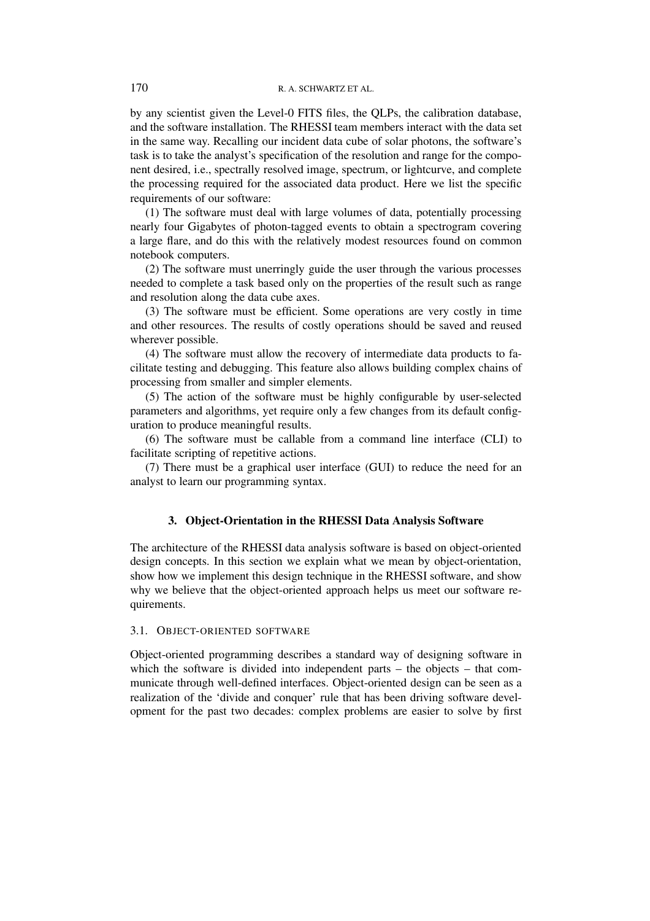by any scientist given the Level-0 FITS files, the QLPs, the calibration database, and the software installation. The RHESSI team members interact with the data set in the same way. Recalling our incident data cube of solar photons, the software's task is to take the analyst's specification of the resolution and range for the component desired, i.e., spectrally resolved image, spectrum, or lightcurve, and complete the processing required for the associated data product. Here we list the specific requirements of our software:

(1) The software must deal with large volumes of data, potentially processing nearly four Gigabytes of photon-tagged events to obtain a spectrogram covering a large flare, and do this with the relatively modest resources found on common notebook computers.

(2) The software must unerringly guide the user through the various processes needed to complete a task based only on the properties of the result such as range and resolution along the data cube axes.

(3) The software must be efficient. Some operations are very costly in time and other resources. The results of costly operations should be saved and reused wherever possible.

(4) The software must allow the recovery of intermediate data products to facilitate testing and debugging. This feature also allows building complex chains of processing from smaller and simpler elements.

(5) The action of the software must be highly configurable by user-selected parameters and algorithms, yet require only a few changes from its default configuration to produce meaningful results.

(6) The software must be callable from a command line interface (CLI) to facilitate scripting of repetitive actions.

(7) There must be a graphical user interface (GUI) to reduce the need for an analyst to learn our programming syntax.

## 3. Object-Orientation in the RHESSI Data Analysis Software

The architecture of the RHESSI data analysis software is based on object-oriented design concepts. In this section we explain what we mean by object-orientation, show how we implement this design technique in the RHESSI software, and show why we believe that the object-oriented approach helps us meet our software requirements.

### 3.1. Object-oriented software

Object-oriented programming describes a standard way of designing software in which the software is divided into independent parts – the objects – that communicate through well-defined interfaces. Object-oriented design can be seen as a realization of the 'divide and conquer' rule that has been driving software development for the past two decades: complex problems are easier to solve by first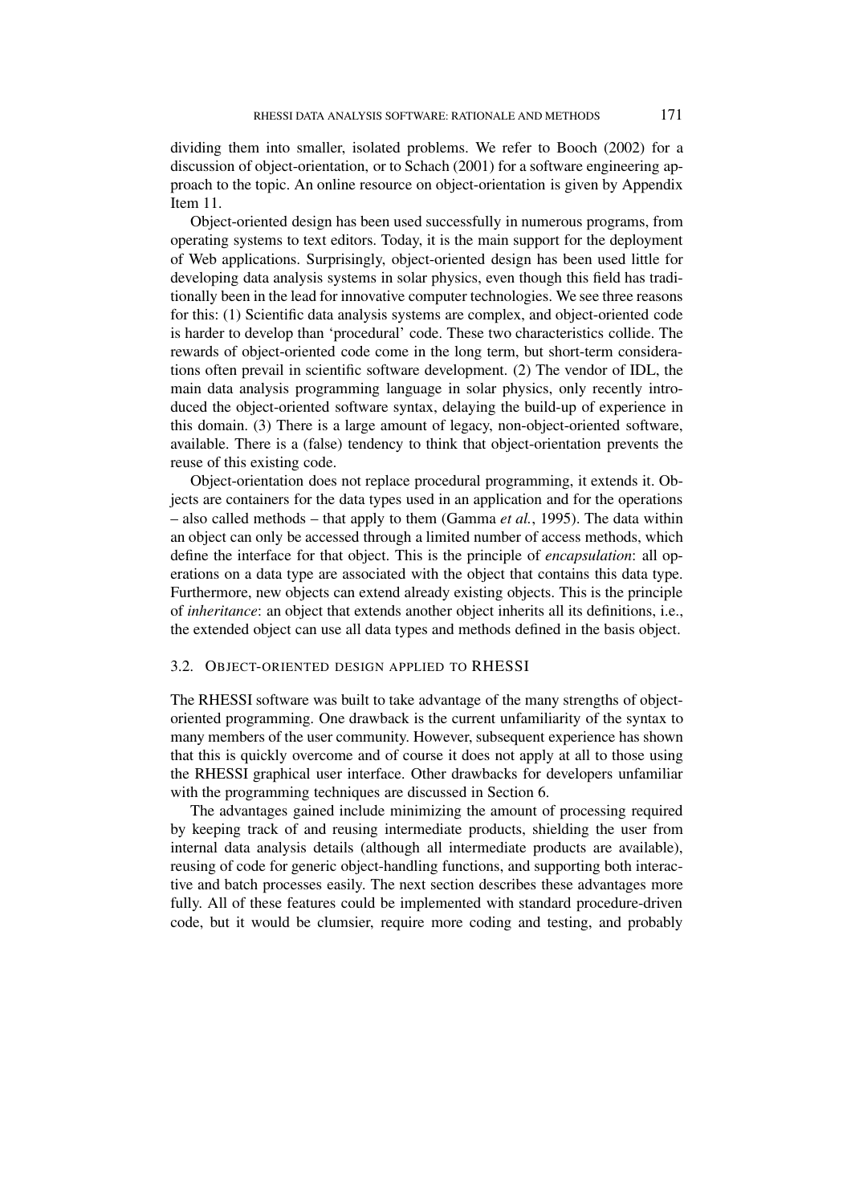dividing them into smaller, isolated problems. We refer to Booch (2002) for a discussion of object-orientation, or to Schach (2001) for a software engineering approach to the topic. An online resource on object-orientation is given by Appendix Item 11.

Object-oriented design has been used successfully in numerous programs, from operating systems to text editors. Today, it is the main support for the deployment of Web applications. Surprisingly, object-oriented design has been used little for developing data analysis systems in solar physics, even though this field has traditionally been in the lead for innovative computer technologies. We see three reasons for this: (1) Scientific data analysis systems are complex, and object-oriented code is harder to develop than 'procedural' code. These two characteristics collide. The rewards of object-oriented code come in the long term, but short-term considerations often prevail in scientific software development. (2) The vendor of IDL, the main data analysis programming language in solar physics, only recently introduced the object-oriented software syntax, delaying the build-up of experience in this domain. (3) There is a large amount of legacy, non-object-oriented software, available. There is a (false) tendency to think that object-orientation prevents the reuse of this existing code.

Object-orientation does not replace procedural programming, it extends it. Objects are containers for the data types used in an application and for the operations – also called methods – that apply to them (Gamma *et al.*, 1995). The data within an object can only be accessed through a limited number of access methods, which define the interface for that object. This is the principle of *encapsulation*: all operations on a data type are associated with the object that contains this data type. Furthermore, new objects can extend already existing objects. This is the principle of *inheritance*: an object that extends another object inherits all its definitions, i.e., the extended object can use all data types and methods defined in the basis object.

### 3.2. Object-oriented design applied to RHESSI

The RHESSI software was built to take advantage of the many strengths of object-oriented programming. One drawback is the current unfamiliarity of the syntax to many members of the user community. However, subsequent experience has shown that this is quickly overcome and of course it does not apply at all to those using the RHESSI graphical user interface. Other drawbacks for developers unfamiliar with the programming techniques are discussed in Section 6.

The advantages gained include minimizing the amount of processing required by keeping track of and reusing intermediate products, shielding the user from internal data analysis details (although all intermediate products are available), reusing of code for generic object-handling functions, and supporting both interactive and batch processes easily. The next section describes these advantages more fully. All of these features could be implemented with standard procedure-driven code, but it would be clumsier, require more coding and testing, and probably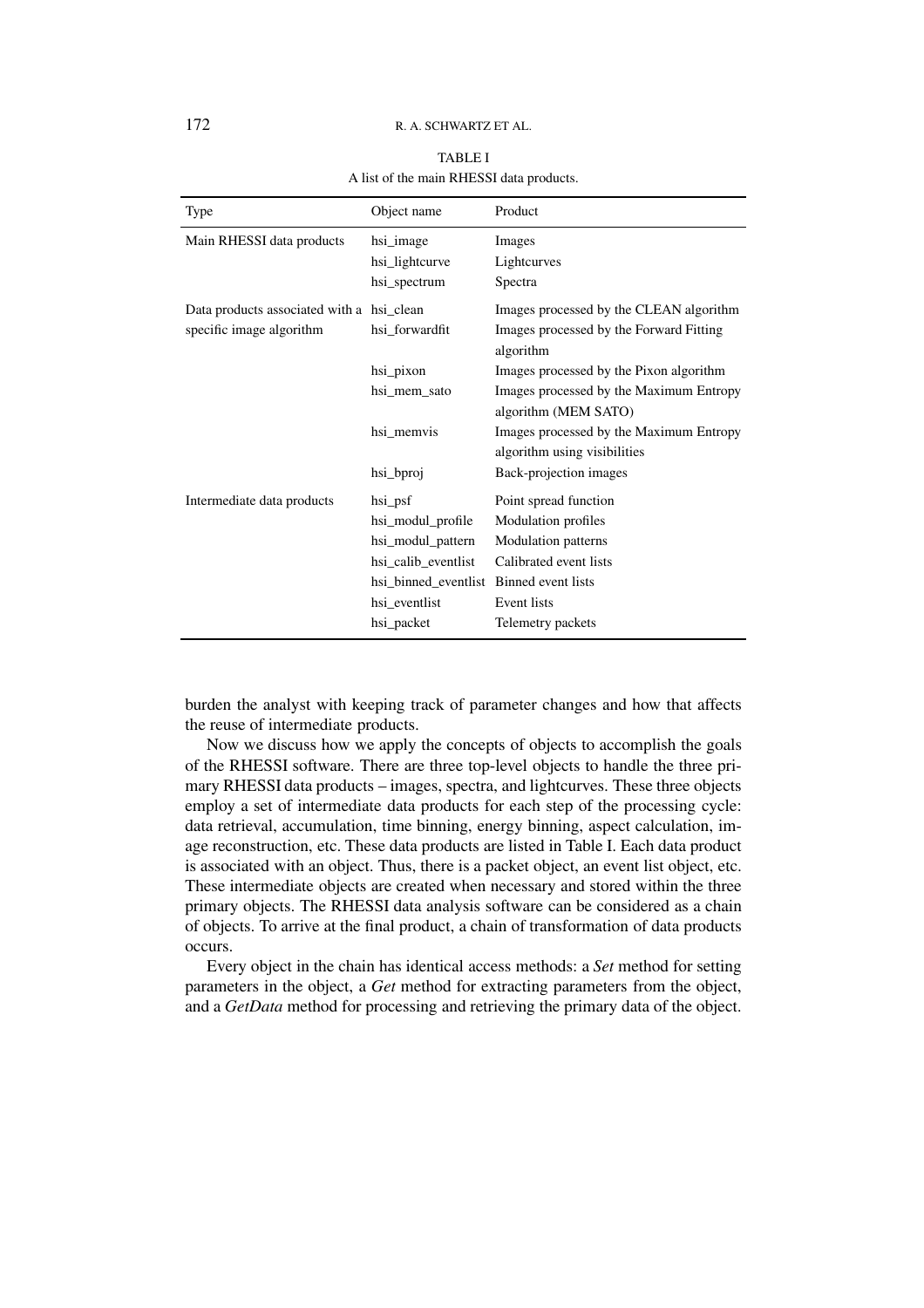TABLE I
A list of the main RHESSI data products.

| Type | Object name | Product |
|---|---|---|
| Main RHESSI data products | hsi_image | Images |
| | hsi_lightcurve | Lightcurves |
| | hsi_spectrum | Spectra |
| Data products associated with a specific image algorithm | hsi_clean | Images processed by the CLEAN algorithm |
| | hsi_forwardfit | Images processed by the Forward Fitting algorithm |
| | hsi_pixon | Images processed by the Pixon algorithm |
| | hsi_mem_sato | Images processed by the Maximum Entropy algorithm (MEM SATO) |
| | hsi_memvis | Images processed by the Maximum Entropy algorithm using visibilities |
| | hsi_bproj | Back-projection images |
| Intermediate data products | hsi_psf | Point spread function |
| | hsi_modul_profile | Modulation profiles |
| | hsi_modul_pattern | Modulation patterns |
| | hsi_calib_eventlist | Calibrated event lists |
| | hsi_binned_eventlist | Binned event lists |
| | hsi_eventlist | Event lists |
| | hsi_packet | Telemetry packets |

burden the analyst with keeping track of parameter changes and how that affects the reuse of intermediate products.

Now we discuss how we apply the concepts of objects to accomplish the goals of the RHESSI software. There are three top-level objects to handle the three primary RHESSI data products – images, spectra, and lightcurves. These three objects employ a set of intermediate data products for each step of the processing cycle: data retrieval, accumulation, time binning, energy binning, aspect calculation, image reconstruction, etc. These data products are listed in Table I. Each data product is associated with an object. Thus, there is a packet object, an event list object, etc. These intermediate objects are created when necessary and stored within the three primary objects. The RHESSI data analysis software can be considered as a chain of objects. To arrive at the final product, a chain of transformation of data products occurs.

Every object in the chain has identical access methods: a *Set* method for setting parameters in the object, a *Get* method for extracting parameters from the object, and a *GetData* method for processing and retrieving the primary data of the object.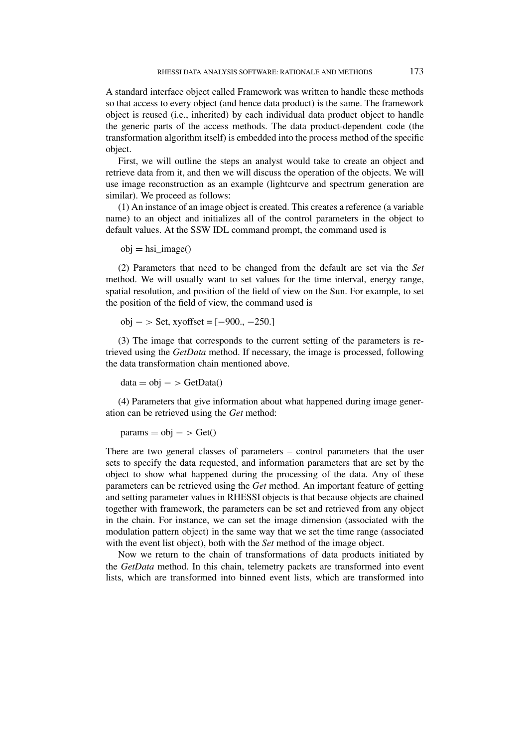A standard interface object called Framework was written to handle these methods so that access to every object (and hence data product) is the same. The framework object is reused (i.e., inherited) by each individual data product object to handle the generic parts of the access methods. The data product-dependent code (the transformation algorithm itself) is embedded into the process method of the specific object.

First, we will outline the steps an analyst would take to create an object and retrieve data from it, and then we will discuss the operation of the objects. We will use image reconstruction as an example (lightcurve and spectrum generation are similar). We proceed as follows:

(1) An instance of an image object is created. This creates a reference (a variable name) to an object and initializes all of the control parameters in the object to default values. At the SSW IDL command prompt, the command used is

```
obj = hsi_image()
```

(2) Parameters that need to be changed from the default are set via the *Set* method. We will usually want to set values for the time interval, energy range, spatial resolution, and position of the field of view on the Sun. For example, to set the position of the field of view, the command used is

```
obj − > Set, xyoffset = [−900., −250.]
```

(3) The image that corresponds to the current setting of the parameters is retrieved using the *GetData* method. If necessary, the image is processed, following the data transformation chain mentioned above.

```
data = obj − > GetData()
```

(4) Parameters that give information about what happened during image generation can be retrieved using the *Get* method:

```
params = obj − > Get()
```

There are two general classes of parameters – control parameters that the user sets to specify the data requested, and information parameters that are set by the object to show what happened during the processing of the data. Any of these parameters can be retrieved using the *Get* method. An important feature of getting and setting parameter values in RHESSI objects is that because objects are chained together with framework, the parameters can be set and retrieved from any object in the chain. For instance, we can set the image dimension (associated with the modulation pattern object) in the same way that we set the time range (associated with the event list object), both with the *Set* method of the image object.

Now we return to the chain of transformations of data products initiated by the *GetData* method. In this chain, telemetry packets are transformed into event lists, which are transformed into binned event lists, which are transformed into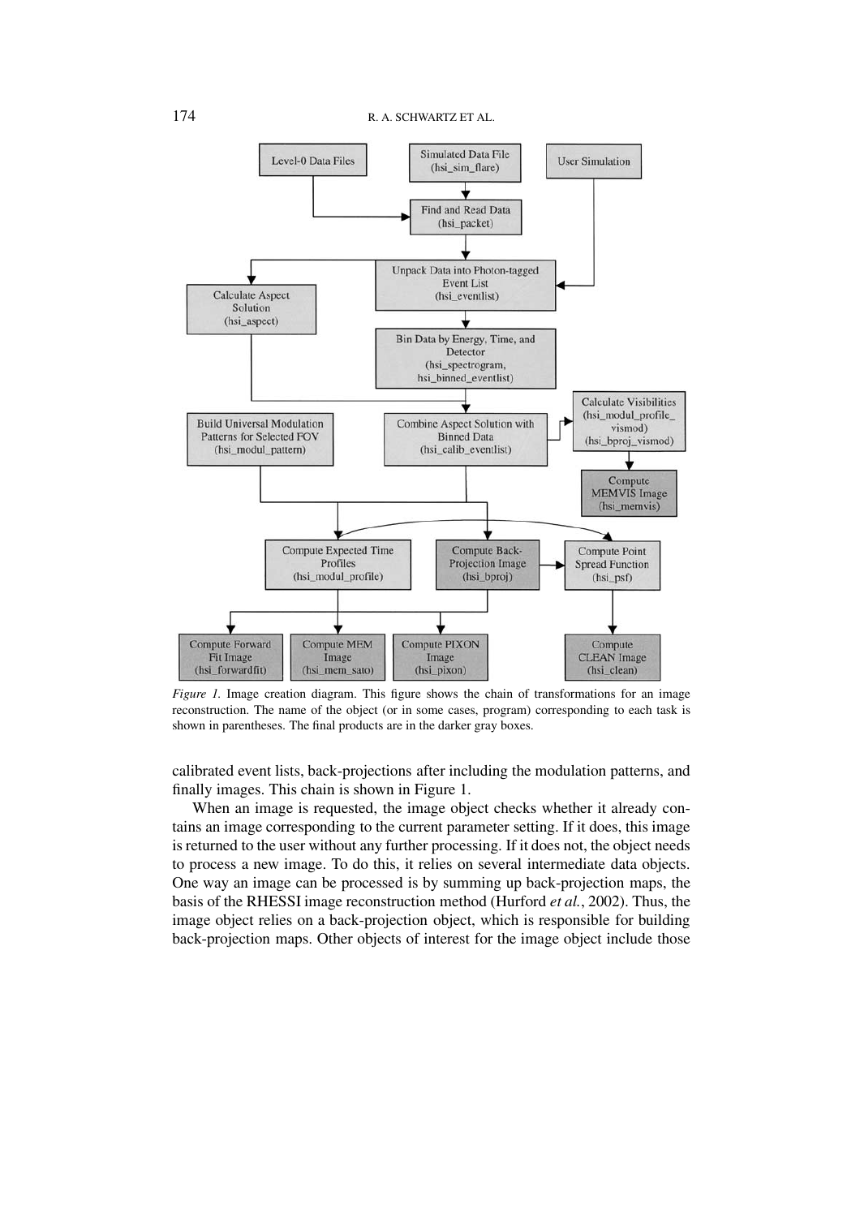*Figure 1.* Image creation diagram. This figure shows the chain of transformations for an image reconstruction. The name of the object (or in some cases, program) corresponding to each task is shown in parentheses. The final products are in the darker gray boxes.

calibrated event lists, back-projections after including the modulation patterns, and finally images. This chain is shown in Figure 1.

When an image is requested, the image object checks whether it already contains an image corresponding to the current parameter setting. If it does, this image is returned to the user without any further processing. If it does not, the object needs to process a new image. To do this, it relies on several intermediate data objects. One way an image can be processed is by summing up back-projection maps, the basis of the RHESSI image reconstruction method (Hurford *et al.*, 2002). Thus, the image object relies on a back-projection object, which is responsible for building back-projection maps. Other objects of interest for the image object include those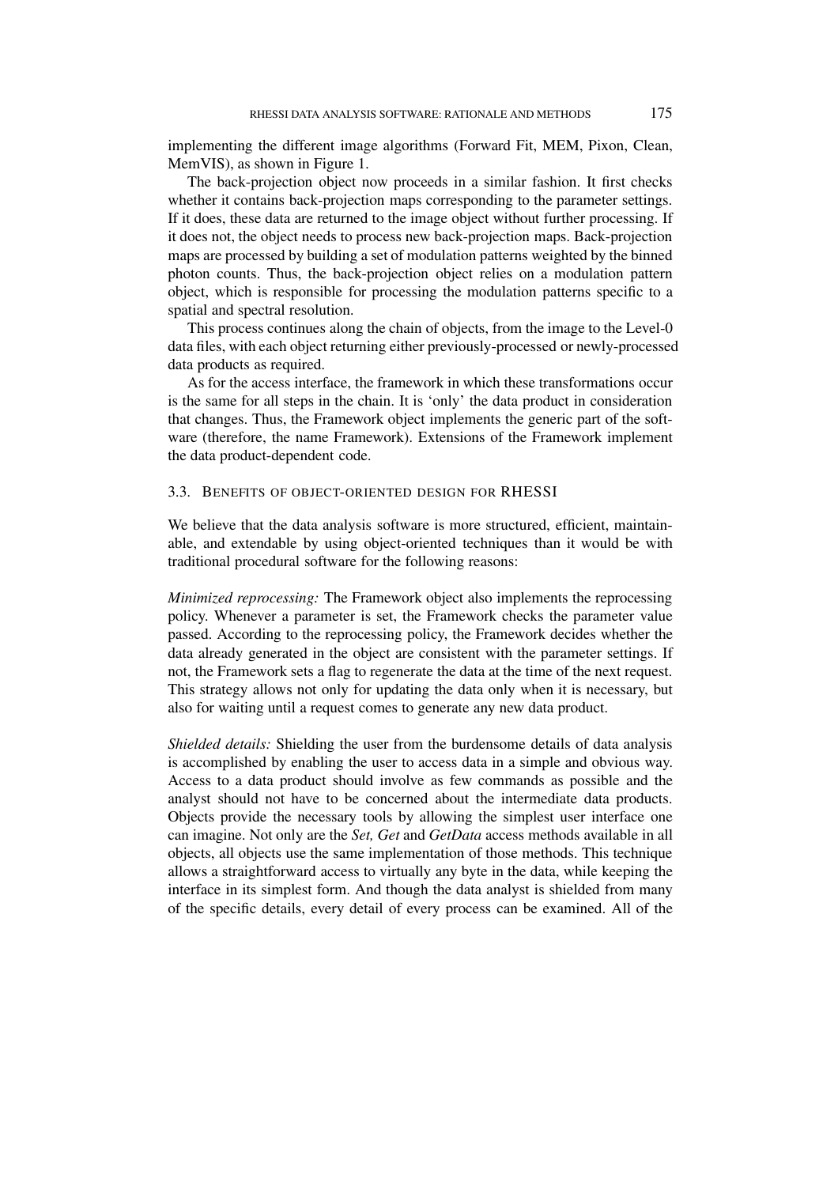implementing the different image algorithms (Forward Fit, MEM, Pixon, Clean, MemVIS), as shown in Figure 1.

The back-projection object now proceeds in a similar fashion. It first checks whether it contains back-projection maps corresponding to the parameter settings. If it does, these data are returned to the image object without further processing. If it does not, the object needs to process new back-projection maps. Back-projection maps are processed by building a set of modulation patterns weighted by the binned photon counts. Thus, the back-projection object relies on a modulation pattern object, which is responsible for processing the modulation patterns specific to a spatial and spectral resolution.

This process continues along the chain of objects, from the image to the Level-0 data files, with each object returning either previously-processed or newly-processed data products as required.

As for the access interface, the framework in which these transformations occur is the same for all steps in the chain. It is 'only' the data product in consideration that changes. Thus, the Framework object implements the generic part of the software (therefore, the name Framework). Extensions of the Framework implement the data product-dependent code.

### 3.3. Benefits of Object-Oriented Design for RHESSI

We believe that the data analysis software is more structured, efficient, maintainable, and extendable by using object-oriented techniques than it would be with traditional procedural software for the following reasons:

*Minimized reprocessing:* The Framework object also implements the reprocessing policy. Whenever a parameter is set, the Framework checks the parameter value passed. According to the reprocessing policy, the Framework decides whether the data already generated in the object are consistent with the parameter settings. If not, the Framework sets a flag to regenerate the data at the time of the next request. This strategy allows not only for updating the data only when it is necessary, but also for waiting until a request comes to generate any new data product.

*Shielded details:* Shielding the user from the burdensome details of data analysis is accomplished by enabling the user to access data in a simple and obvious way. Access to a data product should involve as few commands as possible and the analyst should not have to be concerned about the intermediate data products. Objects provide the necessary tools by allowing the simplest user interface one can imagine. Not only are the *Set, Get* and *GetData* access methods available in all objects, all objects use the same implementation of those methods. This technique allows a straightforward access to virtually any byte in the data, while keeping the interface in its simplest form. And though the data analyst is shielded from many of the specific details, every detail of every process can be examined. All of the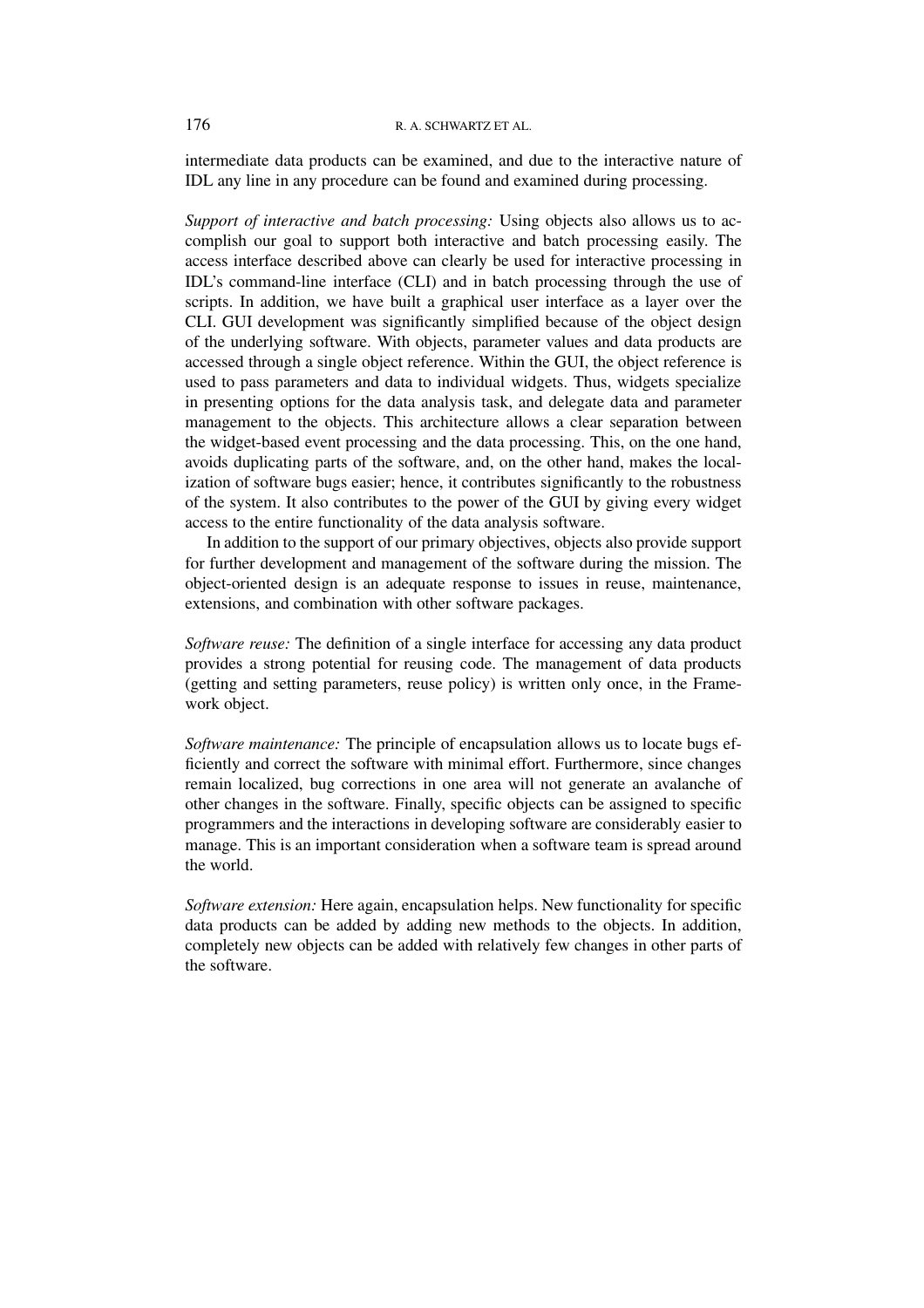intermediate data products can be examined, and due to the interactive nature of IDL any line in any procedure can be found and examined during processing.

*Support of interactive and batch processing:* Using objects also allows us to accomplish our goal to support both interactive and batch processing easily. The access interface described above can clearly be used for interactive processing in IDL's command-line interface (CLI) and in batch processing through the use of scripts. In addition, we have built a graphical user interface as a layer over the CLI. GUI development was significantly simplified because of the object design of the underlying software. With objects, parameter values and data products are accessed through a single object reference. Within the GUI, the object reference is used to pass parameters and data to individual widgets. Thus, widgets specialize in presenting options for the data analysis task, and delegate data and parameter management to the objects. This architecture allows a clear separation between the widget-based event processing and the data processing. This, on the one hand, avoids duplicating parts of the software, and, on the other hand, makes the localization of software bugs easier; hence, it contributes significantly to the robustness of the system. It also contributes to the power of the GUI by giving every widget access to the entire functionality of the data analysis software.

In addition to the support of our primary objectives, objects also provide support for further development and management of the software during the mission. The object-oriented design is an adequate response to issues in reuse, maintenance, extensions, and combination with other software packages.

*Software reuse:* The definition of a single interface for accessing any data product provides a strong potential for reusing code. The management of data products (getting and setting parameters, reuse policy) is written only once, in the Framework object.

*Software maintenance:* The principle of encapsulation allows us to locate bugs efficiently and correct the software with minimal effort. Furthermore, since changes remain localized, bug corrections in one area will not generate an avalanche of other changes in the software. Finally, specific objects can be assigned to specific programmers and the interactions in developing software are considerably easier to manage. This is an important consideration when a software team is spread around the world.

*Software extension:* Here again, encapsulation helps. New functionality for specific data products can be added by adding new methods to the objects. In addition, completely new objects can be added with relatively few changes in other parts of the software.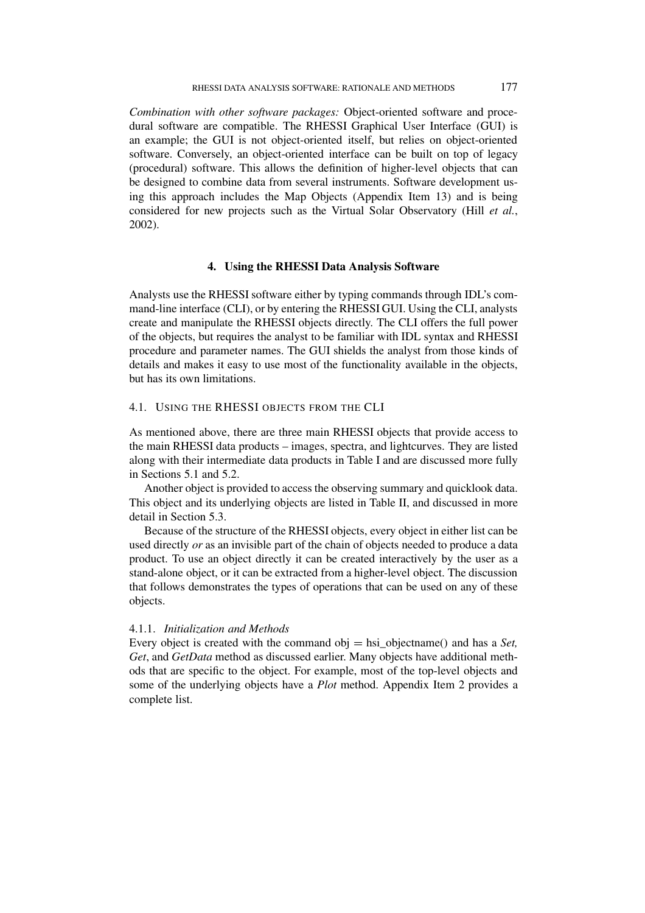*Combination with other software packages:* Object-oriented software and procedural software are compatible. The RHESSI Graphical User Interface (GUI) is an example; the GUI is not object-oriented itself, but relies on object-oriented software. Conversely, an object-oriented interface can be built on top of legacy (procedural) software. This allows the definition of higher-level objects that can be designed to combine data from several instruments. Software development using this approach includes the Map Objects (Appendix Item 13) and is being considered for new projects such as the Virtual Solar Observatory (Hill *et al.*, 2002).

## 4. Using the RHESSI Data Analysis Software

Analysts use the RHESSI software either by typing commands through IDL's command-line interface (CLI), or by entering the RHESSI GUI. Using the CLI, analysts create and manipulate the RHESSI objects directly. The CLI offers the full power of the objects, but requires the analyst to be familiar with IDL syntax and RHESSI procedure and parameter names. The GUI shields the analyst from those kinds of details and makes it easy to use most of the functionality available in the objects, but has its own limitations.

### 4.1. Using the RHESSI objects from the CLI

As mentioned above, there are three main RHESSI objects that provide access to the main RHESSI data products – images, spectra, and lightcurves. They are listed along with their intermediate data products in Table I and are discussed more fully in Sections 5.1 and 5.2.

Another object is provided to access the observing summary and quicklook data. This object and its underlying objects are listed in Table II, and discussed in more detail in Section 5.3.

Because of the structure of the RHESSI objects, every object in either list can be used directly *or* as an invisible part of the chain of objects needed to produce a data product. To use an object directly it can be created interactively by the user as a stand-alone object, or it can be extracted from a higher-level object. The discussion that follows demonstrates the types of operations that can be used on any of these objects.

#### 4.1.1. *Initialization and Methods*

Every object is created with the command obj = hsi_objectname() and has a *Set, Get*, and *GetData* method as discussed earlier. Many objects have additional methods that are specific to the object. For example, most of the top-level objects and some of the underlying objects have a *Plot* method. Appendix Item 2 provides a complete list.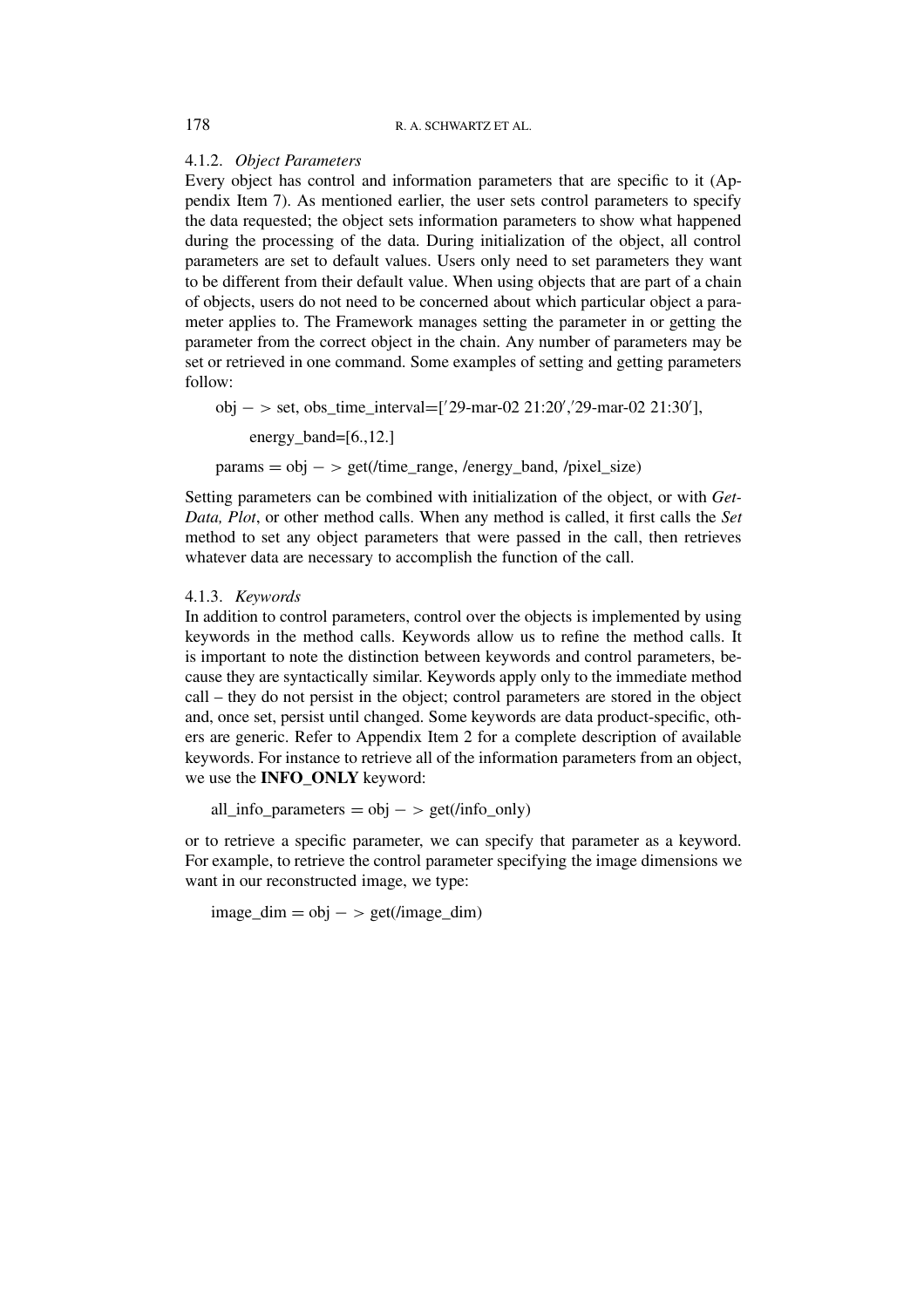#### 4.1.2. *Object Parameters*

Every object has control and information parameters that are specific to it (Appendix Item 7). As mentioned earlier, the user sets control parameters to specify the data requested; the object sets information parameters to show what happened during the processing of the data. During initialization of the object, all control parameters are set to default values. Users only need to set parameters they want to be different from their default value. When using objects that are part of a chain of objects, users do not need to be concerned about which particular object a parameter applies to. The Framework manages setting the parameter in or getting the parameter from the correct object in the chain. Any number of parameters may be set or retrieved in one command. Some examples of setting and getting parameters follow:

```
obj -> set, obs_time_interval=['29-mar-02 21:20','29-mar-02 21:30'],
    energy_band=[6.,12.]
params = obj -> get(/time_range, /energy_band, /pixel_size)
```

Setting parameters can be combined with initialization of the object, or with *GetData, Plot*, or other method calls. When any method is called, it first calls the *Set* method to set any object parameters that were passed in the call, then retrieves whatever data are necessary to accomplish the function of the call.

#### 4.1.3. *Keywords*

In addition to control parameters, control over the objects is implemented by using keywords in the method calls. Keywords allow us to refine the method calls. It is important to note the distinction between keywords and control parameters, because they are syntactically similar. Keywords apply only to the immediate method call – they do not persist in the object; control parameters are stored in the object and, once set, persist until changed. Some keywords are data product-specific, others are generic. Refer to Appendix Item 2 for a complete description of available keywords. For instance to retrieve all of the information parameters from an object, we use the **INFO_ONLY** keyword:

```
all_info_parameters = obj -> get(/info_only)
```

or to retrieve a specific parameter, we can specify that parameter as a keyword. For example, to retrieve the control parameter specifying the image dimensions we want in our reconstructed image, we type:

```
image_dim = obj -> get(/image_dim)
```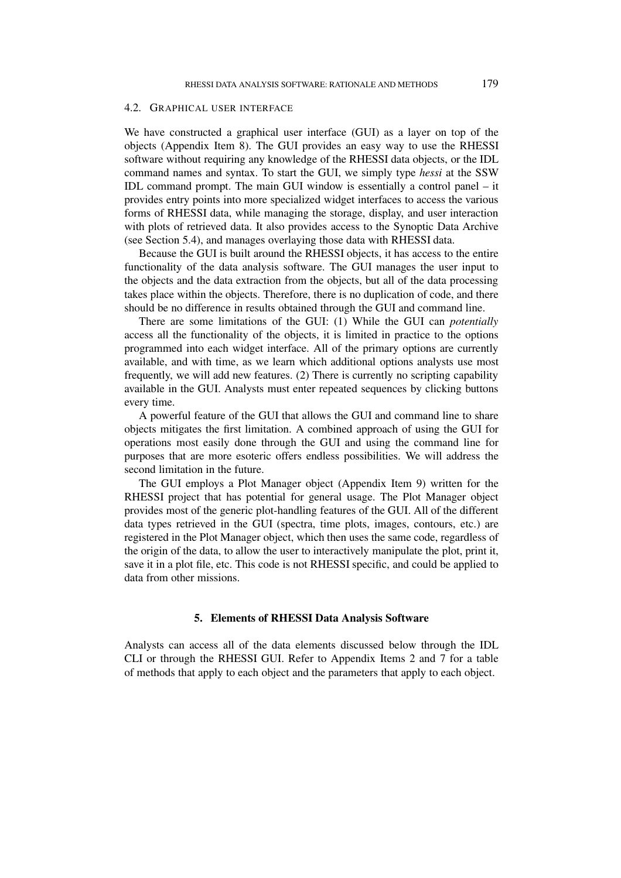### 4.2. Graphical User Interface

We have constructed a graphical user interface (GUI) as a layer on top of the objects (Appendix Item 8). The GUI provides an easy way to use the RHESSI software without requiring any knowledge of the RHESSI data objects, or the IDL command names and syntax. To start the GUI, we simply type *hessi* at the SSW IDL command prompt. The main GUI window is essentially a control panel – it provides entry points into more specialized widget interfaces to access the various forms of RHESSI data, while managing the storage, display, and user interaction with plots of retrieved data. It also provides access to the Synoptic Data Archive (see Section 5.4), and manages overlaying those data with RHESSI data.

Because the GUI is built around the RHESSI objects, it has access to the entire functionality of the data analysis software. The GUI manages the user input to the objects and the data extraction from the objects, but all of the data processing takes place within the objects. Therefore, there is no duplication of code, and there should be no difference in results obtained through the GUI and command line.

There are some limitations of the GUI: (1) While the GUI can *potentially* access all the functionality of the objects, it is limited in practice to the options programmed into each widget interface. All of the primary options are currently available, and with time, as we learn which additional options analysts use most frequently, we will add new features. (2) There is currently no scripting capability available in the GUI. Analysts must enter repeated sequences by clicking buttons every time.

A powerful feature of the GUI that allows the GUI and command line to share objects mitigates the first limitation. A combined approach of using the GUI for operations most easily done through the GUI and using the command line for purposes that are more esoteric offers endless possibilities. We will address the second limitation in the future.

The GUI employs a Plot Manager object (Appendix Item 9) written for the RHESSI project that has potential for general usage. The Plot Manager object provides most of the generic plot-handling features of the GUI. All of the different data types retrieved in the GUI (spectra, time plots, images, contours, etc.) are registered in the Plot Manager object, which then uses the same code, regardless of the origin of the data, to allow the user to interactively manipulate the plot, print it, save it in a plot file, etc. This code is not RHESSI specific, and could be applied to data from other missions.

## 5. Elements of RHESSI Data Analysis Software

Analysts can access all of the data elements discussed below through the IDL CLI or through the RHESSI GUI. Refer to Appendix Items 2 and 7 for a table of methods that apply to each object and the parameters that apply to each object.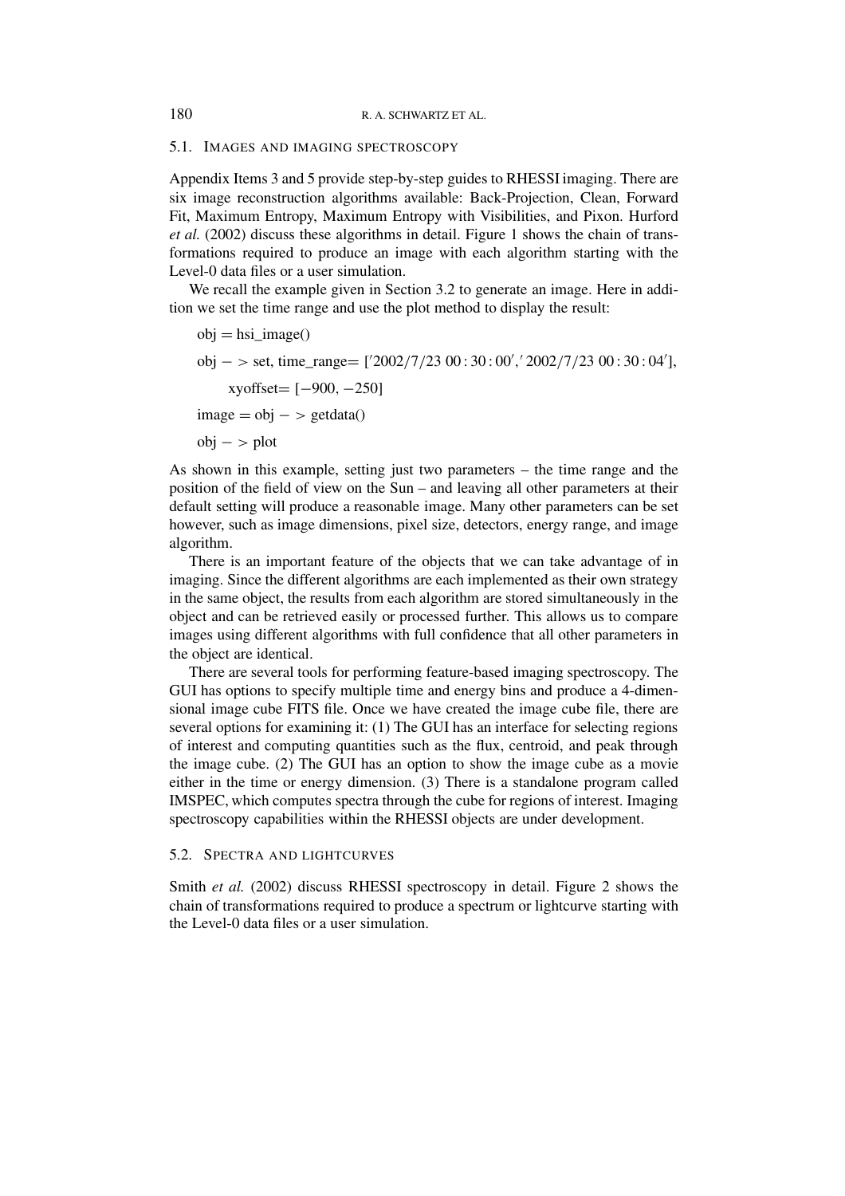### 5.1. Images and Imaging Spectroscopy

Appendix Items 3 and 5 provide step-by-step guides to RHESSI imaging. There are six image reconstruction algorithms available: Back-Projection, Clean, Forward Fit, Maximum Entropy, Maximum Entropy with Visibilities, and Pixon. Hurford *et al.* (2002) discuss these algorithms in detail. Figure 1 shows the chain of transformations required to produce an image with each algorithm starting with the Level-0 data files or a user simulation.

We recall the example given in Section 3.2 to generate an image. Here in addition we set the time range and use the plot method to display the result:

```
obj = hsi_image()
obj -> set, time_range= ['2002/7/23 00:30:00', '2002/7/23 00:30:04'],
      xyoffset= [-900, -250]
image = obj -> getdata()
obj -> plot
```

As shown in this example, setting just two parameters – the time range and the position of the field of view on the Sun – and leaving all other parameters at their default setting will produce a reasonable image. Many other parameters can be set however, such as image dimensions, pixel size, detectors, energy range, and image algorithm.

There is an important feature of the objects that we can take advantage of in imaging. Since the different algorithms are each implemented as their own strategy in the same object, the results from each algorithm are stored simultaneously in the object and can be retrieved easily or processed further. This allows us to compare images using different algorithms with full confidence that all other parameters in the object are identical.

There are several tools for performing feature-based imaging spectroscopy. The GUI has options to specify multiple time and energy bins and produce a 4-dimensional image cube FITS file. Once we have created the image cube file, there are several options for examining it: (1) The GUI has an interface for selecting regions of interest and computing quantities such as the flux, centroid, and peak through the image cube. (2) The GUI has an option to show the image cube as a movie either in the time or energy dimension. (3) There is a standalone program called IMSPEC, which computes spectra through the cube for regions of interest. Imaging spectroscopy capabilities within the RHESSI objects are under development.

### 5.2. Spectra and Lightcurves

Smith *et al.* (2002) discuss RHESSI spectroscopy in detail. Figure 2 shows the chain of transformations required to produce a spectrum or lightcurve starting with the Level-0 data files or a user simulation.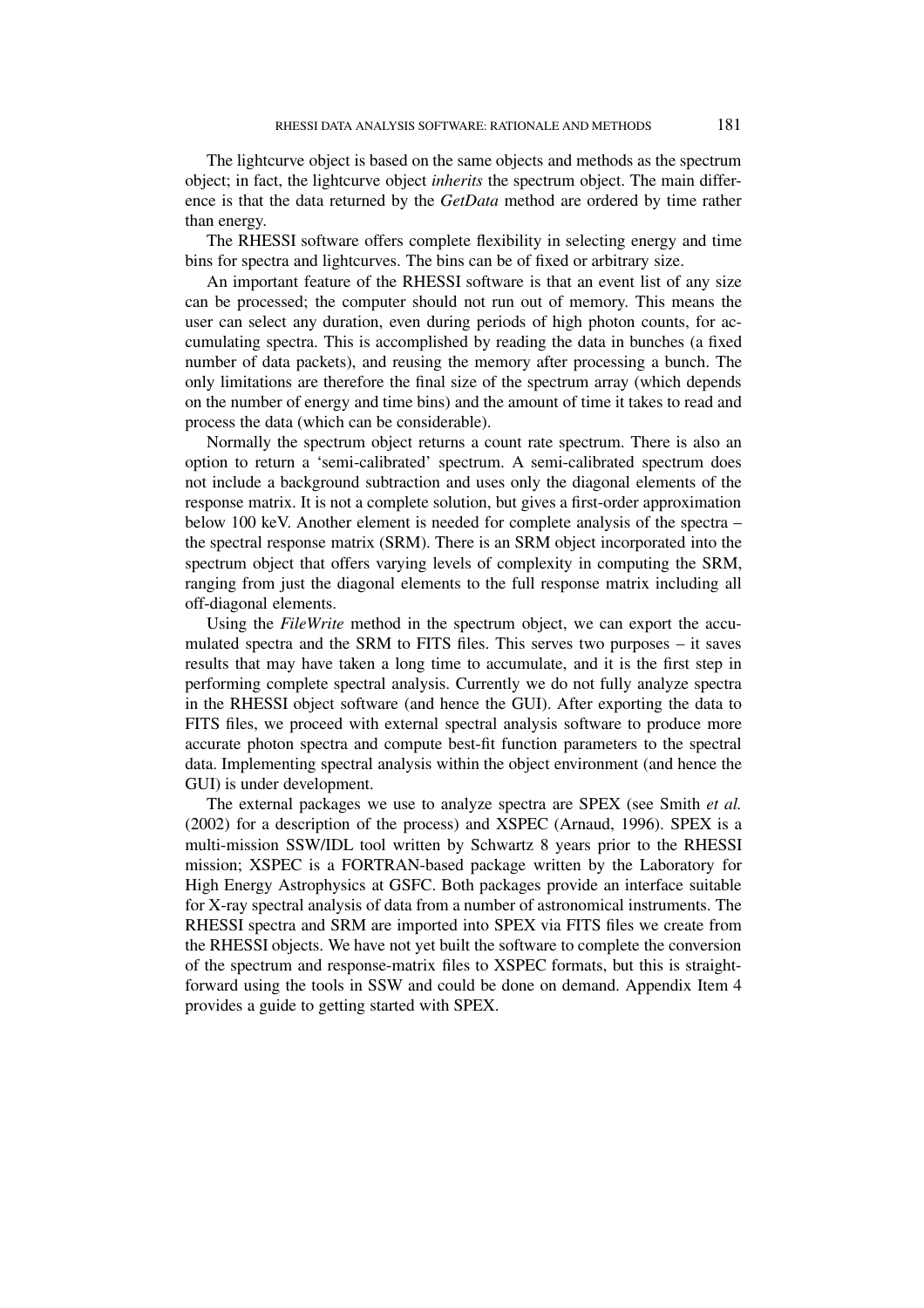The lightcurve object is based on the same objects and methods as the spectrum object; in fact, the lightcurve object *inherits* the spectrum object. The main difference is that the data returned by the *GetData* method are ordered by time rather than energy.

The RHESSI software offers complete flexibility in selecting energy and time bins for spectra and lightcurves. The bins can be of fixed or arbitrary size.

An important feature of the RHESSI software is that an event list of any size can be processed; the computer should not run out of memory. This means the user can select any duration, even during periods of high photon counts, for accumulating spectra. This is accomplished by reading the data in bunches (a fixed number of data packets), and reusing the memory after processing a bunch. The only limitations are therefore the final size of the spectrum array (which depends on the number of energy and time bins) and the amount of time it takes to read and process the data (which can be considerable).

Normally the spectrum object returns a count rate spectrum. There is also an option to return a 'semi-calibrated' spectrum. A semi-calibrated spectrum does not include a background subtraction and uses only the diagonal elements of the response matrix. It is not a complete solution, but gives a first-order approximation below 100 keV. Another element is needed for complete analysis of the spectra – the spectral response matrix (SRM). There is an SRM object incorporated into the spectrum object that offers varying levels of complexity in computing the SRM, ranging from just the diagonal elements to the full response matrix including all off-diagonal elements.

Using the *FileWrite* method in the spectrum object, we can export the accumulated spectra and the SRM to FITS files. This serves two purposes – it saves results that may have taken a long time to accumulate, and it is the first step in performing complete spectral analysis. Currently we do not fully analyze spectra in the RHESSI object software (and hence the GUI). After exporting the data to FITS files, we proceed with external spectral analysis software to produce more accurate photon spectra and compute best-fit function parameters to the spectral data. Implementing spectral analysis within the object environment (and hence the GUI) is under development.

The external packages we use to analyze spectra are SPEX (see Smith *et al.* (2002) for a description of the process) and XSPEC (Arnaud, 1996). SPEX is a multi-mission SSW/IDL tool written by Schwartz 8 years prior to the RHESSI mission; XSPEC is a FORTRAN-based package written by the Laboratory for High Energy Astrophysics at GSFC. Both packages provide an interface suitable for X-ray spectral analysis of data from a number of astronomical instruments. The RHESSI spectra and SRM are imported into SPEX via FITS files we create from the RHESSI objects. We have not yet built the software to complete the conversion of the spectrum and response-matrix files to XSPEC formats, but this is straightforward using the tools in SSW and could be done on demand. Appendix Item 4 provides a guide to getting started with SPEX.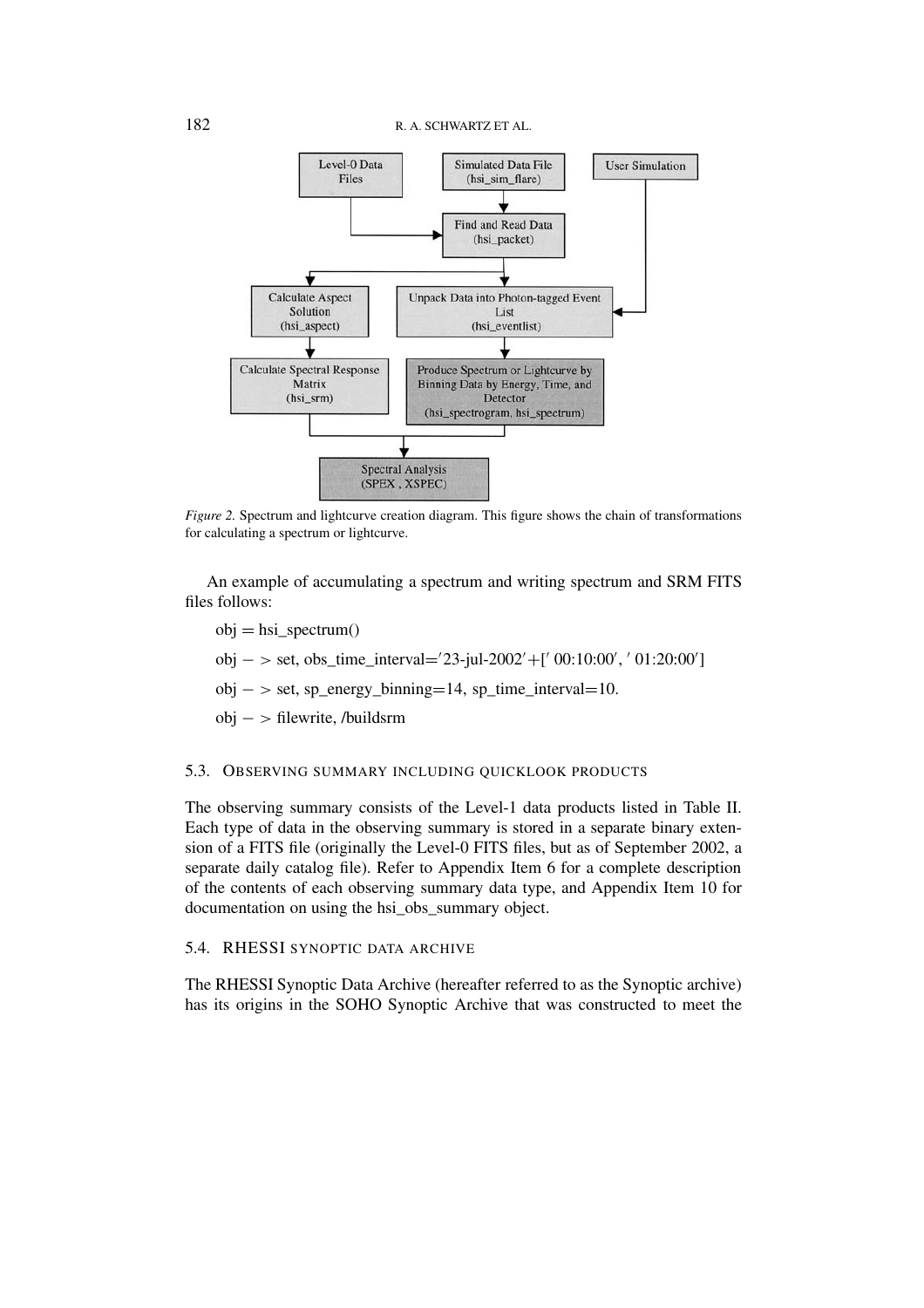*Figure 2.* Spectrum and lightcurve creation diagram. This figure shows the chain of transformations for calculating a spectrum or lightcurve.

An example of accumulating a spectrum and writing spectrum and SRM FITS files follows:

```
obj = hsi_spectrum()
obj -> set, obs_time_interval='23-jul-2002'+[' 00:10:00', ' 01:20:00']
obj -> set, sp_energy_binning=14, sp_time_interval=10.
obj -> filewrite, /buildsrm
```

### 5.3. Observing Summary Including Quicklook Products

The observing summary consists of the Level-1 data products listed in Table II. Each type of data in the observing summary is stored in a separate binary extension of a FITS file (originally the Level-0 FITS files, but as of September 2002, a separate daily catalog file). Refer to Appendix Item 6 for a complete description of the contents of each observing summary data type, and Appendix Item 10 for documentation on using the hsi_obs_summary object.

### 5.4. RHESSI Synoptic Data Archive

The RHESSI Synoptic Data Archive (hereafter referred to as the Synoptic archive) has its origins in the SOHO Synoptic Archive that was constructed to meet the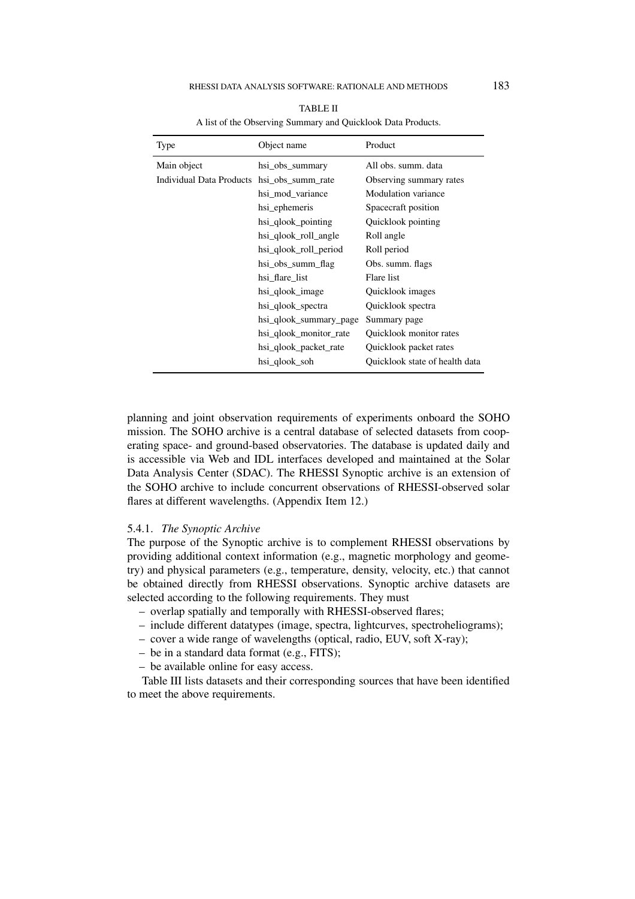TABLE II

A list of the Observing Summary and Quicklook Data Products.

| Type | Object name | Product |
|---|---|---|
| Main object | hsi_obs_summary | All obs. summ. data |
| Individual Data Products | hsi_obs_summ_rate | Observing summary rates |
| | hsi_mod_variance | Modulation variance |
| | hsi_ephemeris | Spacecraft position |
| | hsi_qlook_pointing | Quicklook pointing |
| | hsi_qlook_roll_angle | Roll angle |
| | hsi_qlook_roll_period | Roll period |
| | hsi_obs_summ_flag | Obs. summ. flags |
| | hsi_flare_list | Flare list |
| | hsi_qlook_image | Quicklook images |
| | hsi_qlook_spectra | Quicklook spectra |
| | hsi_qlook_summary_page | Summary page |
| | hsi_qlook_monitor_rate | Quicklook monitor rates |
| | hsi_qlook_packet_rate | Quicklook packet rates |
| | hsi_qlook_soh | Quicklook state of health data |

planning and joint observation requirements of experiments onboard the SOHO mission. The SOHO archive is a central database of selected datasets from cooperating space- and ground-based observatories. The database is updated daily and is accessible via Web and IDL interfaces developed and maintained at the Solar Data Analysis Center (SDAC). The RHESSI Synoptic archive is an extension of the SOHO archive to include concurrent observations of RHESSI-observed solar flares at different wavelengths. (Appendix Item 12.)

#### 5.4.1. *The Synoptic Archive*

The purpose of the Synoptic archive is to complement RHESSI observations by providing additional context information (e.g., magnetic morphology and geometry) and physical parameters (e.g., temperature, density, velocity, etc.) that cannot be obtained directly from RHESSI observations. Synoptic archive datasets are selected according to the following requirements. They must

- overlap spatially and temporally with RHESSI-observed flares;
- include different datatypes (image, spectra, lightcurves, spectroheliograms);
- cover a wide range of wavelengths (optical, radio, EUV, soft X-ray);
- be in a standard data format (e.g., FITS);
- be available online for easy access.

Table III lists datasets and their corresponding sources that have been identified to meet the above requirements.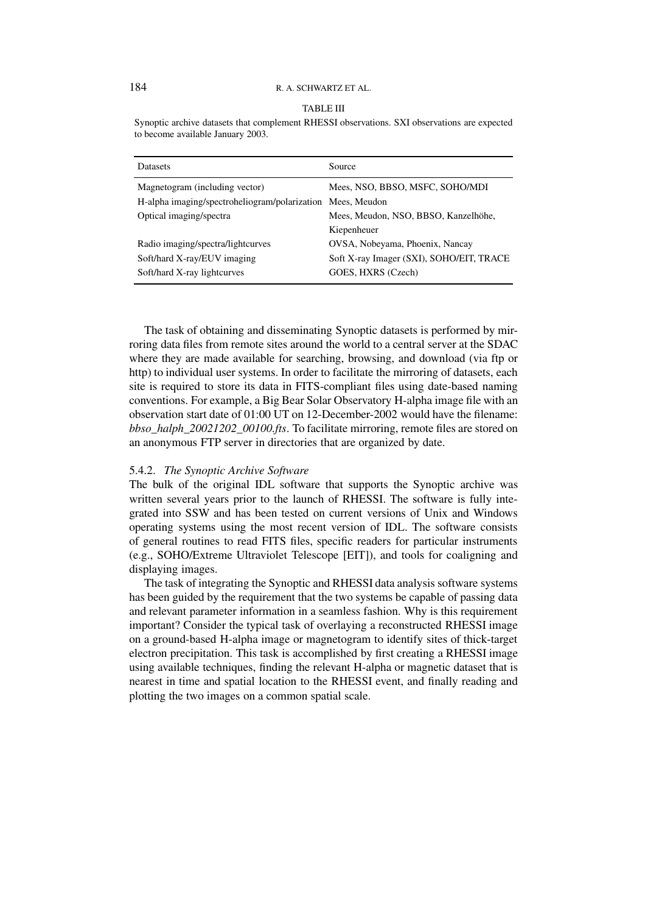TABLE III

Synoptic archive datasets that complement RHESSI observations. SXI observations are expected to become available January 2003.

| Datasets | Source |
|---|---|
| Magnetogram (including vector) | Mees, NSO, BBSO, MSFC, SOHO/MDI |
| H-alpha imaging/spectroheliogram/polarization | Mees, Meudon |
| Optical imaging/spectra | Mees, Meudon, NSO, BBSO, Kanzelhöhe, Kiepenheuer |
| Radio imaging/spectra/lightcurves | OVSA, Nobeyama, Phoenix, Nancay |
| Soft/hard X-ray/EUV imaging | Soft X-ray Imager (SXI), SOHO/EIT, TRACE |
| Soft/hard X-ray lightcurves | GOES, HXRS (Czech) |

The task of obtaining and disseminating Synoptic datasets is performed by mirroring data files from remote sites around the world to a central server at the SDAC where they are made available for searching, browsing, and download (via ftp or http) to individual user systems. In order to facilitate the mirroring of datasets, each site is required to store its data in FITS-compliant files using date-based naming conventions. For example, a Big Bear Solar Observatory H-alpha image file with an observation start date of 01:00 UT on 12-December-2002 would have the filename: *bbso_halph_20021202_00100.fts*. To facilitate mirroring, remote files are stored on an anonymous FTP server in directories that are organized by date.

### 5.4.2. *The Synoptic Archive Software*

The bulk of the original IDL software that supports the Synoptic archive was written several years prior to the launch of RHESSI. The software is fully integrated into SSW and has been tested on current versions of Unix and Windows operating systems using the most recent version of IDL. The software consists of general routines to read FITS files, specific readers for particular instruments (e.g., SOHO/Extreme Ultraviolet Telescope [EIT]), and tools for coaligning and displaying images.

The task of integrating the Synoptic and RHESSI data analysis software systems has been guided by the requirement that the two systems be capable of passing data and relevant parameter information in a seamless fashion. Why is this requirement important? Consider the typical task of overlaying a reconstructed RHESSI image on a ground-based H-alpha image or magnetogram to identify sites of thick-target electron precipitation. This task is accomplished by first creating a RHESSI image using available techniques, finding the relevant H-alpha or magnetic dataset that is nearest in time and spatial location to the RHESSI event, and finally reading and plotting the two images on a common spatial scale.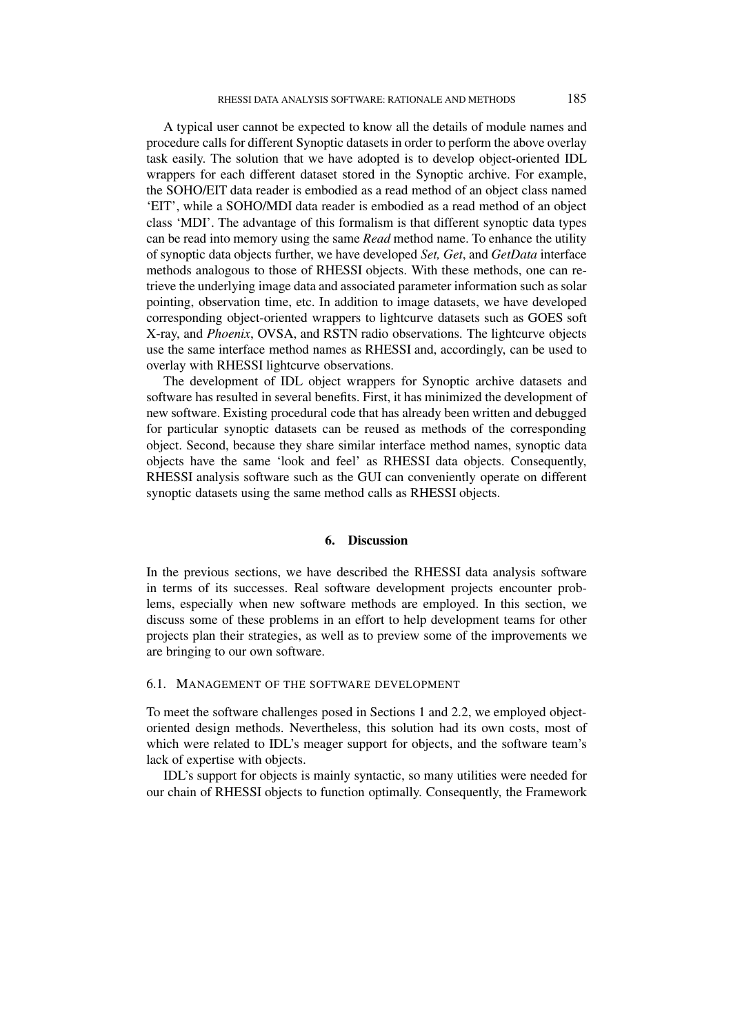A typical user cannot be expected to know all the details of module names and procedure calls for different Synoptic datasets in order to perform the above overlay task easily. The solution that we have adopted is to develop object-oriented IDL wrappers for each different dataset stored in the Synoptic archive. For example, the SOHO/EIT data reader is embodied as a read method of an object class named 'EIT', while a SOHO/MDI data reader is embodied as a read method of an object class 'MDI'. The advantage of this formalism is that different synoptic data types can be read into memory using the same *Read* method name. To enhance the utility of synoptic data objects further, we have developed *Set, Get*, and *GetData* interface methods analogous to those of RHESSI objects. With these methods, one can retrieve the underlying image data and associated parameter information such as solar pointing, observation time, etc. In addition to image datasets, we have developed corresponding object-oriented wrappers to lightcurve datasets such as GOES soft X-ray, and *Phoenix*, OVSA, and RSTN radio observations. The lightcurve objects use the same interface method names as RHESSI and, accordingly, can be used to overlay with RHESSI lightcurve observations.

The development of IDL object wrappers for Synoptic archive datasets and software has resulted in several benefits. First, it has minimized the development of new software. Existing procedural code that has already been written and debugged for particular synoptic datasets can be reused as methods of the corresponding object. Second, because they share similar interface method names, synoptic data objects have the same 'look and feel' as RHESSI data objects. Consequently, RHESSI analysis software such as the GUI can conveniently operate on different synoptic datasets using the same method calls as RHESSI objects.

## 6. Discussion

In the previous sections, we have described the RHESSI data analysis software in terms of its successes. Real software development projects encounter problems, especially when new software methods are employed. In this section, we discuss some of these problems in an effort to help development teams for other projects plan their strategies, as well as to preview some of the improvements we are bringing to our own software.

### 6.1. Management of the Software Development

To meet the software challenges posed in Sections 1 and 2.2, we employed object-oriented design methods. Nevertheless, this solution had its own costs, most of which were related to IDL's meager support for objects, and the software team's lack of expertise with objects.

IDL's support for objects is mainly syntactic, so many utilities were needed for our chain of RHESSI objects to function optimally. Consequently, the Framework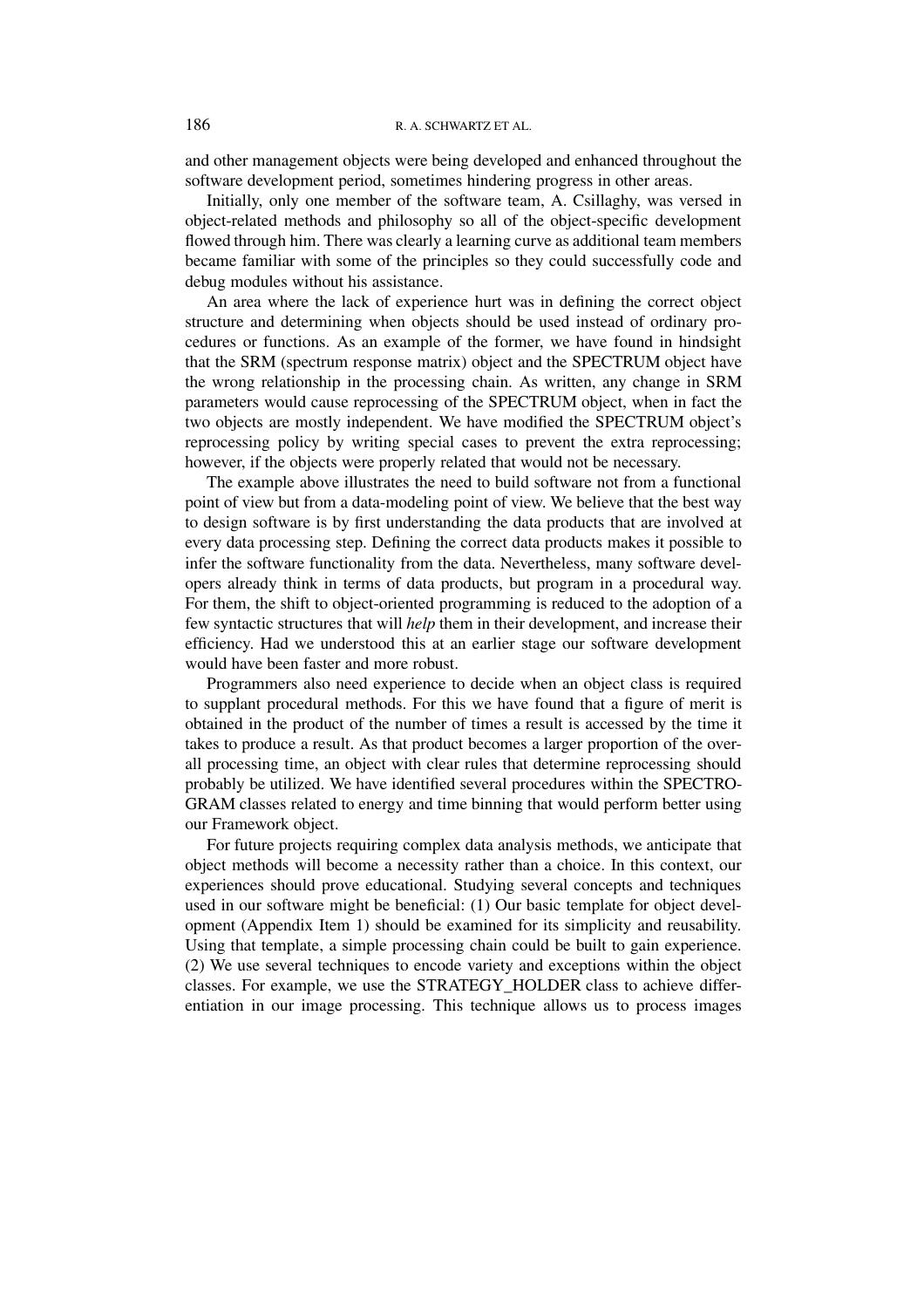and other management objects were being developed and enhanced throughout the software development period, sometimes hindering progress in other areas.

Initially, only one member of the software team, A. Csillaghy, was versed in object-related methods and philosophy so all of the object-specific development flowed through him. There was clearly a learning curve as additional team members became familiar with some of the principles so they could successfully code and debug modules without his assistance.

An area where the lack of experience hurt was in defining the correct object structure and determining when objects should be used instead of ordinary procedures or functions. As an example of the former, we have found in hindsight that the SRM (spectrum response matrix) object and the SPECTRUM object have the wrong relationship in the processing chain. As written, any change in SRM parameters would cause reprocessing of the SPECTRUM object, when in fact the two objects are mostly independent. We have modified the SPECTRUM object's reprocessing policy by writing special cases to prevent the extra reprocessing; however, if the objects were properly related that would not be necessary.

The example above illustrates the need to build software not from a functional point of view but from a data-modeling point of view. We believe that the best way to design software is by first understanding the data products that are involved at every data processing step. Defining the correct data products makes it possible to infer the software functionality from the data. Nevertheless, many software developers already think in terms of data products, but program in a procedural way. For them, the shift to object-oriented programming is reduced to the adoption of a few syntactic structures that will *help* them in their development, and increase their efficiency. Had we understood this at an earlier stage our software development would have been faster and more robust.

Programmers also need experience to decide when an object class is required to supplant procedural methods. For this we have found that a figure of merit is obtained in the product of the number of times a result is accessed by the time it takes to produce a result. As that product becomes a larger proportion of the overall processing time, an object with clear rules that determine reprocessing should probably be utilized. We have identified several procedures within the SPECTROGRAM classes related to energy and time binning that would perform better using our Framework object.

For future projects requiring complex data analysis methods, we anticipate that object methods will become a necessity rather than a choice. In this context, our experiences should prove educational. Studying several concepts and techniques used in our software might be beneficial: (1) Our basic template for object development (Appendix Item 1) should be examined for its simplicity and reusability. Using that template, a simple processing chain could be built to gain experience. (2) We use several techniques to encode variety and exceptions within the object classes. For example, we use the STRATEGY_HOLDER class to achieve differentiation in our image processing. This technique allows us to process images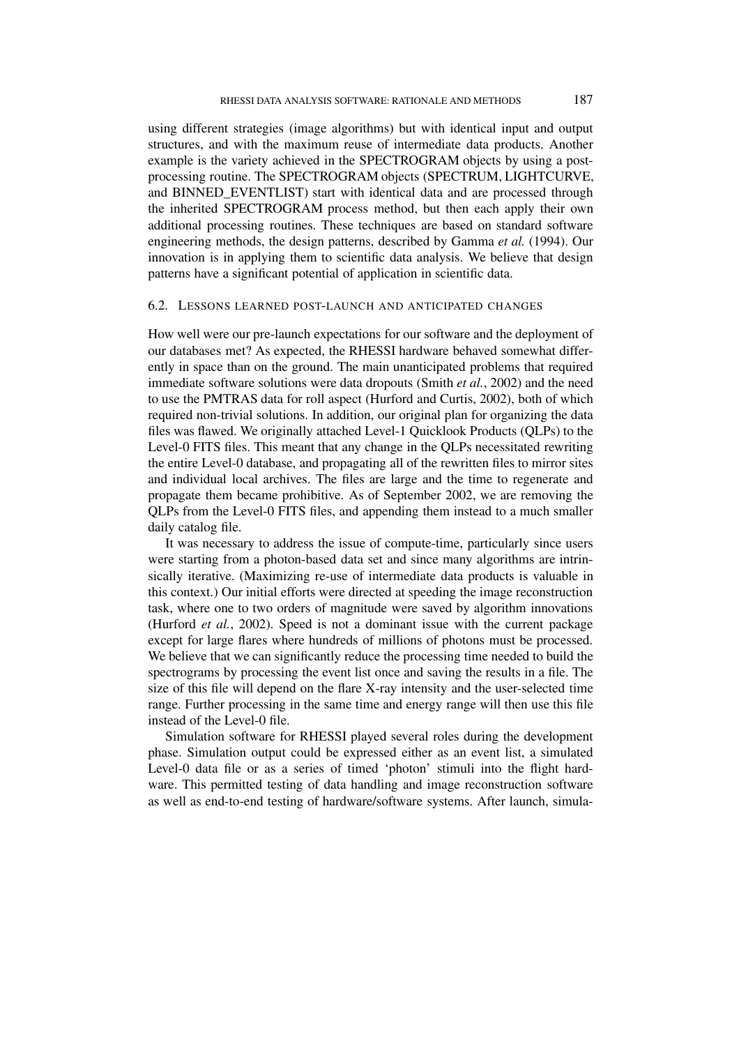using different strategies (image algorithms) but with identical input and output structures, and with the maximum reuse of intermediate data products. Another example is the variety achieved in the SPECTROGRAM objects by using a post-processing routine. The SPECTROGRAM objects (SPECTRUM, LIGHTCURVE, and BINNED_EVENTLIST) start with identical data and are processed through the inherited SPECTROGRAM process method, but then each apply their own additional processing routines. These techniques are based on standard software engineering methods, the design patterns, described by Gamma *et al.* (1994). Our innovation is in applying them to scientific data analysis. We believe that design patterns have a significant potential of application in scientific data.

### 6.2. Lessons learned post-launch and anticipated changes

How well were our pre-launch expectations for our software and the deployment of our databases met? As expected, the RHESSI hardware behaved somewhat differently in space than on the ground. The main unanticipated problems that required immediate software solutions were data dropouts (Smith *et al.*, 2002) and the need to use the PMTRAS data for roll aspect (Hurford and Curtis, 2002), both of which required non-trivial solutions. In addition, our original plan for organizing the data files was flawed. We originally attached Level-1 Quicklook Products (QLPs) to the Level-0 FITS files. This meant that any change in the QLPs necessitated rewriting the entire Level-0 database, and propagating all of the rewritten files to mirror sites and individual local archives. The files are large and the time to regenerate and propagate them became prohibitive. As of September 2002, we are removing the QLPs from the Level-0 FITS files, and appending them instead to a much smaller daily catalog file.

It was necessary to address the issue of compute-time, particularly since users were starting from a photon-based data set and since many algorithms are intrinsically iterative. (Maximizing re-use of intermediate data products is valuable in this context.) Our initial efforts were directed at speeding the image reconstruction task, where one to two orders of magnitude were saved by algorithm innovations (Hurford *et al.*, 2002). Speed is not a dominant issue with the current package except for large flares where hundreds of millions of photons must be processed. We believe that we can significantly reduce the processing time needed to build the spectrograms by processing the event list once and saving the results in a file. The size of this file will depend on the flare X-ray intensity and the user-selected time range. Further processing in the same time and energy range will then use this file instead of the Level-0 file.

Simulation software for RHESSI played several roles during the development phase. Simulation output could be expressed either as an event list, a simulated Level-0 data file or as a series of timed 'photon' stimuli into the flight hardware. This permitted testing of data handling and image reconstruction software as well as end-to-end testing of hardware/software systems. After launch, simula-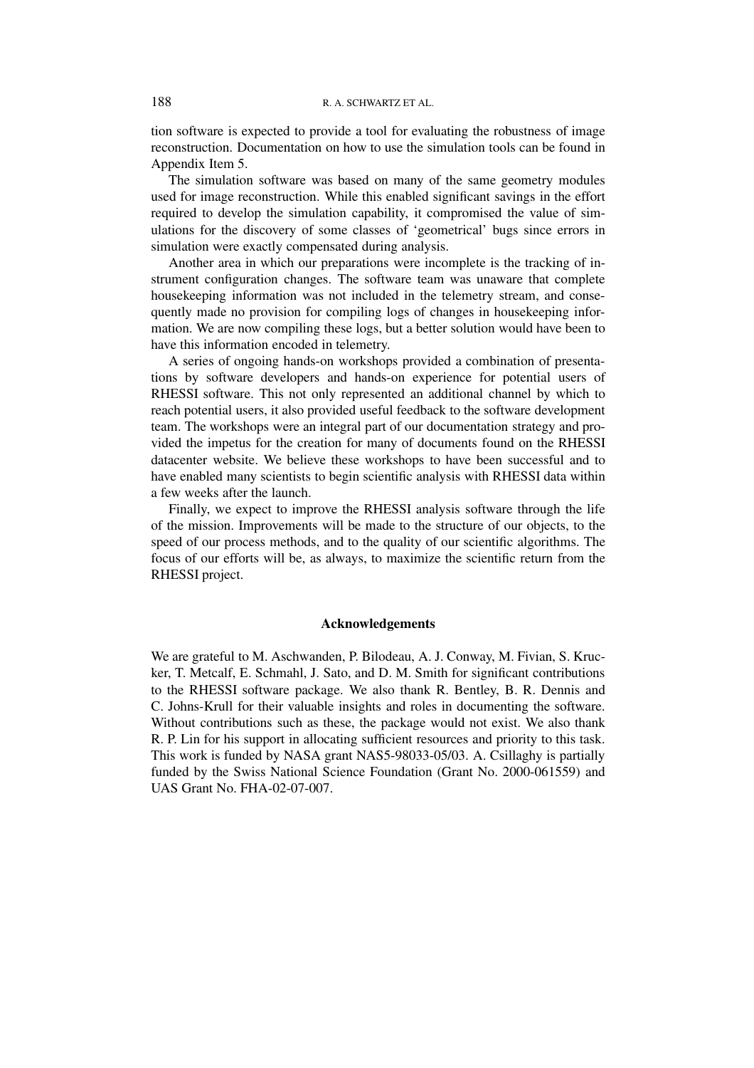tion software is expected to provide a tool for evaluating the robustness of image reconstruction. Documentation on how to use the simulation tools can be found in Appendix Item 5.

The simulation software was based on many of the same geometry modules used for image reconstruction. While this enabled significant savings in the effort required to develop the simulation capability, it compromised the value of simulations for the discovery of some classes of 'geometrical' bugs since errors in simulation were exactly compensated during analysis.

Another area in which our preparations were incomplete is the tracking of instrument configuration changes. The software team was unaware that complete housekeeping information was not included in the telemetry stream, and consequently made no provision for compiling logs of changes in housekeeping information. We are now compiling these logs, but a better solution would have been to have this information encoded in telemetry.

A series of ongoing hands-on workshops provided a combination of presentations by software developers and hands-on experience for potential users of RHESSI software. This not only represented an additional channel by which to reach potential users, it also provided useful feedback to the software development team. The workshops were an integral part of our documentation strategy and provided the impetus for the creation for many of documents found on the RHESSI datacenter website. We believe these workshops to have been successful and to have enabled many scientists to begin scientific analysis with RHESSI data within a few weeks after the launch.

Finally, we expect to improve the RHESSI analysis software through the life of the mission. Improvements will be made to the structure of our objects, to the speed of our process methods, and to the quality of our scientific algorithms. The focus of our efforts will be, as always, to maximize the scientific return from the RHESSI project.

## Acknowledgements

We are grateful to M. Aschwanden, P. Bilodeau, A. J. Conway, M. Fivian, S. Krucker, T. Metcalf, E. Schmahl, J. Sato, and D. M. Smith for significant contributions to the RHESSI software package. We also thank R. Bentley, B. R. Dennis and C. Johns-Krull for their valuable insights and roles in documenting the software. Without contributions such as these, the package would not exist. We also thank R. P. Lin for his support in allocating sufficient resources and priority to this task. This work is funded by NASA grant NAS5-98033-05/03. A. Csillaghy is partially funded by the Swiss National Science Foundation (Grant No. 2000-061559) and UAS Grant No. FHA-02-07-007.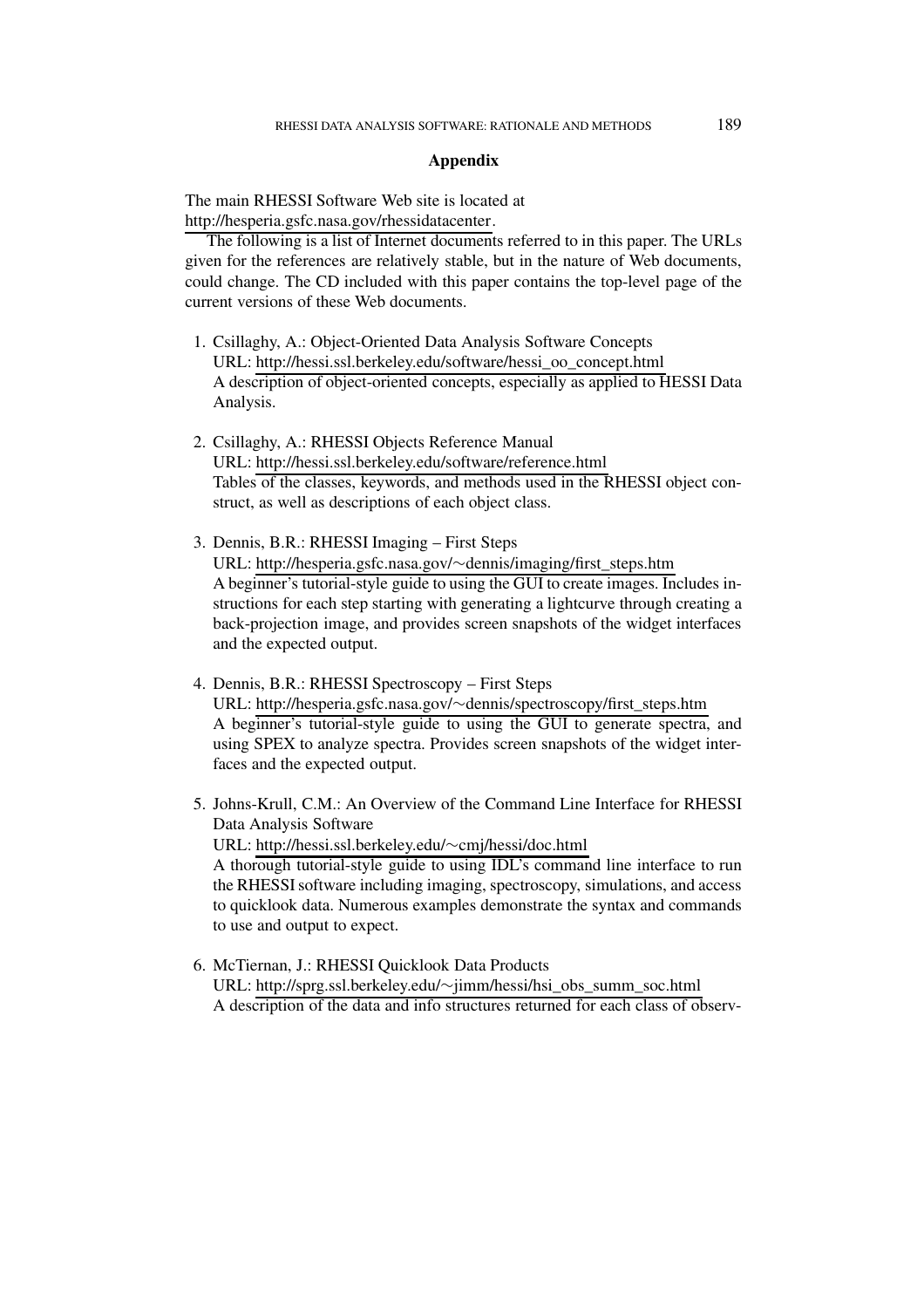## Appendix

The main RHESSI Software Web site is located at
http://hesperia.gsfc.nasa.gov/rhessidatacenter.

The following is a list of Internet documents referred to in this paper. The URLs given for the references are relatively stable, but in the nature of Web documents, could change. The CD included with this paper contains the top-level page of the current versions of these Web documents.

1. Csillaghy, A.: Object-Oriented Data Analysis Software Concepts
   URL: http://hessi.ssl.berkeley.edu/software/hessi_oo_concept.html
   A description of object-oriented concepts, especially as applied to HESSI Data Analysis.

2. Csillaghy, A.: RHESSI Objects Reference Manual
   URL: http://hessi.ssl.berkeley.edu/software/reference.html
   Tables of the classes, keywords, and methods used in the RHESSI object construct, as well as descriptions of each object class.

3. Dennis, B.R.: RHESSI Imaging – First Steps
   URL: http://hesperia.gsfc.nasa.gov/~dennis/imaging/first_steps.htm
   A beginner's tutorial-style guide to using the GUI to create images. Includes instructions for each step starting with generating a lightcurve through creating a back-projection image, and provides screen snapshots of the widget interfaces and the expected output.

4. Dennis, B.R.: RHESSI Spectroscopy – First Steps
   URL: http://hesperia.gsfc.nasa.gov/~dennis/spectroscopy/first_steps.htm
   A beginner's tutorial-style guide to using the GUI to generate spectra, and using SPEX to analyze spectra. Provides screen snapshots of the widget interfaces and the expected output.

5. Johns-Krull, C.M.: An Overview of the Command Line Interface for RHESSI Data Analysis Software
   URL: http://hessi.ssl.berkeley.edu/~cmj/hessi/doc.html
   A thorough tutorial-style guide to using IDL's command line interface to run the RHESSI software including imaging, spectroscopy, simulations, and access to quicklook data. Numerous examples demonstrate the syntax and commands to use and output to expect.

6. McTiernan, J.: RHESSI Quicklook Data Products
   URL: http://sprg.ssl.berkeley.edu/~jimm/hessi/hsi_obs_summ_soc.html
   A description of the data and info structures returned for each class of observ-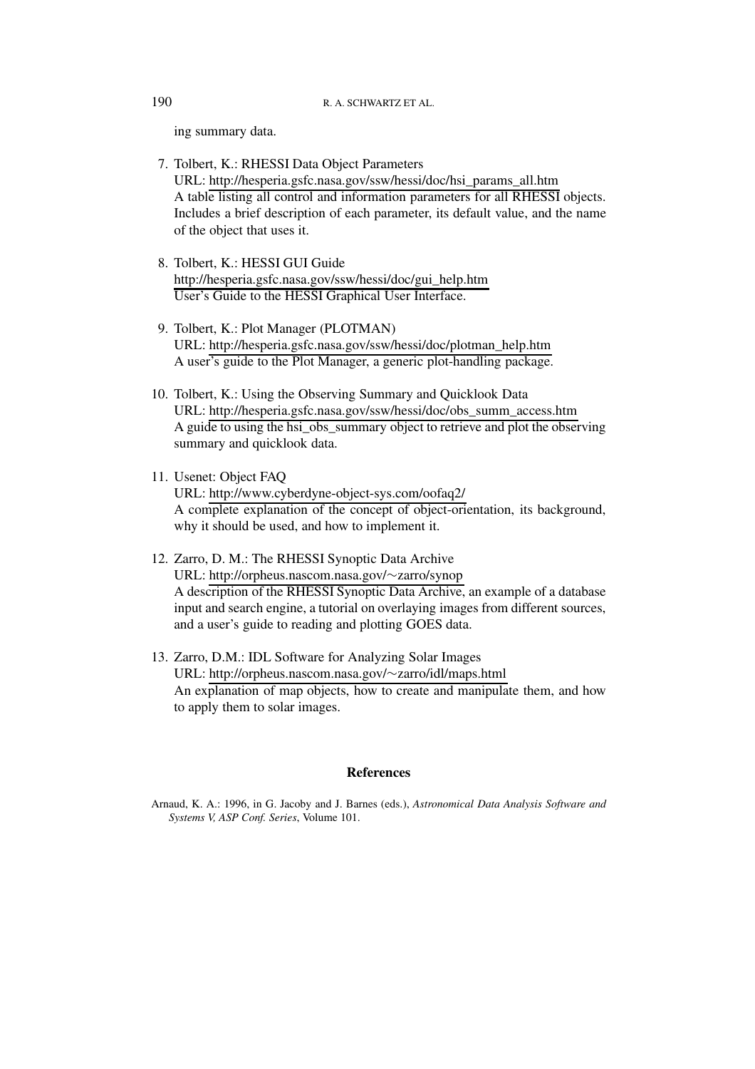ing summary data.

7. Tolbert, K.: RHESSI Data Object Parameters
   URL: http://hesperia.gsfc.nasa.gov/ssw/hessi/doc/hsi_params_all.htm
   A table listing all control and information parameters for all RHESSI objects. Includes a brief description of each parameter, its default value, and the name of the object that uses it.

8. Tolbert, K.: HESSI GUI Guide
   http://hesperia.gsfc.nasa.gov/ssw/hessi/doc/gui_help.htm
   User's Guide to the HESSI Graphical User Interface.

9. Tolbert, K.: Plot Manager (PLOTMAN)
   URL: http://hesperia.gsfc.nasa.gov/ssw/hessi/doc/plotman_help.htm
   A user's guide to the Plot Manager, a generic plot-handling package.

10. Tolbert, K.: Using the Observing Summary and Quicklook Data
    URL: http://hesperia.gsfc.nasa.gov/ssw/hessi/doc/obs_summ_access.htm
    A guide to using the hsi_obs_summary object to retrieve and plot the observing summary and quicklook data.

11. Usenet: Object FAQ
    URL: http://www.cyberdyne-object-sys.com/oofaq2/
    A complete explanation of the concept of object-orientation, its background, why it should be used, and how to implement it.

12. Zarro, D. M.: The RHESSI Synoptic Data Archive
    URL: http://orpheus.nascom.nasa.gov/∼zarro/synop
    A description of the RHESSI Synoptic Data Archive, an example of a database input and search engine, a tutorial on overlaying images from different sources, and a user's guide to reading and plotting GOES data.

13. Zarro, D.M.: IDL Software for Analyzing Solar Images
    URL: http://orpheus.nascom.nasa.gov/∼zarro/idl/maps.html
    An explanation of map objects, how to create and manipulate them, and how to apply them to solar images.

## References

Arnaud, K. A.: 1996, in G. Jacoby and J. Barnes (eds.), *Astronomical Data Analysis Software and Systems V, ASP Conf. Series*, Volume 101.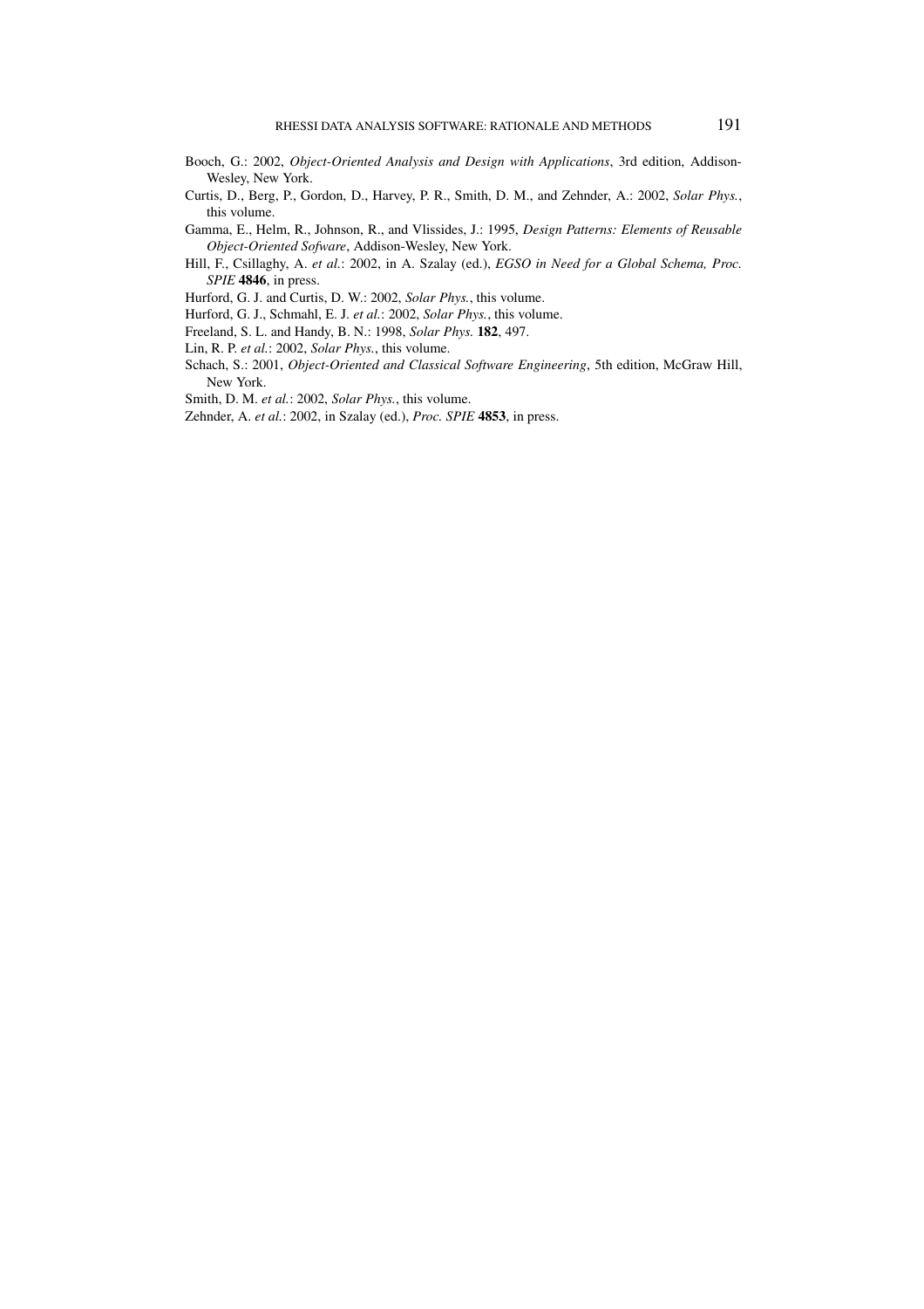Booch, G.: 2002, *Object-Oriented Analysis and Design with Applications*, 3rd edition, Addison-Wesley, New York.

Curtis, D., Berg, P., Gordon, D., Harvey, P. R., Smith, D. M., and Zehnder, A.: 2002, *Solar Phys.*, this volume.

Gamma, E., Helm, R., Johnson, R., and Vlissides, J.: 1995, *Design Patterns: Elements of Reusable Object-Oriented Sofware*, Addison-Wesley, New York.

Hill, F., Csillaghy, A. *et al.*: 2002, in A. Szalay (ed.), *EGSO in Need for a Global Schema, Proc. SPIE* **4846**, in press.

Hurford, G. J. and Curtis, D. W.: 2002, *Solar Phys.*, this volume.

Hurford, G. J., Schmahl, E. J. *et al.*: 2002, *Solar Phys.*, this volume.

Freeland, S. L. and Handy, B. N.: 1998, *Solar Phys.* **182**, 497.

Lin, R. P. *et al.*: 2002, *Solar Phys.*, this volume.

Schach, S.: 2001, *Object-Oriented and Classical Software Engineering*, 5th edition, McGraw Hill, New York.

Smith, D. M. *et al.*: 2002, *Solar Phys.*, this volume.

Zehnder, A. *et al.*: 2002, in Szalay (ed.), *Proc. SPIE* **4853**, in press.